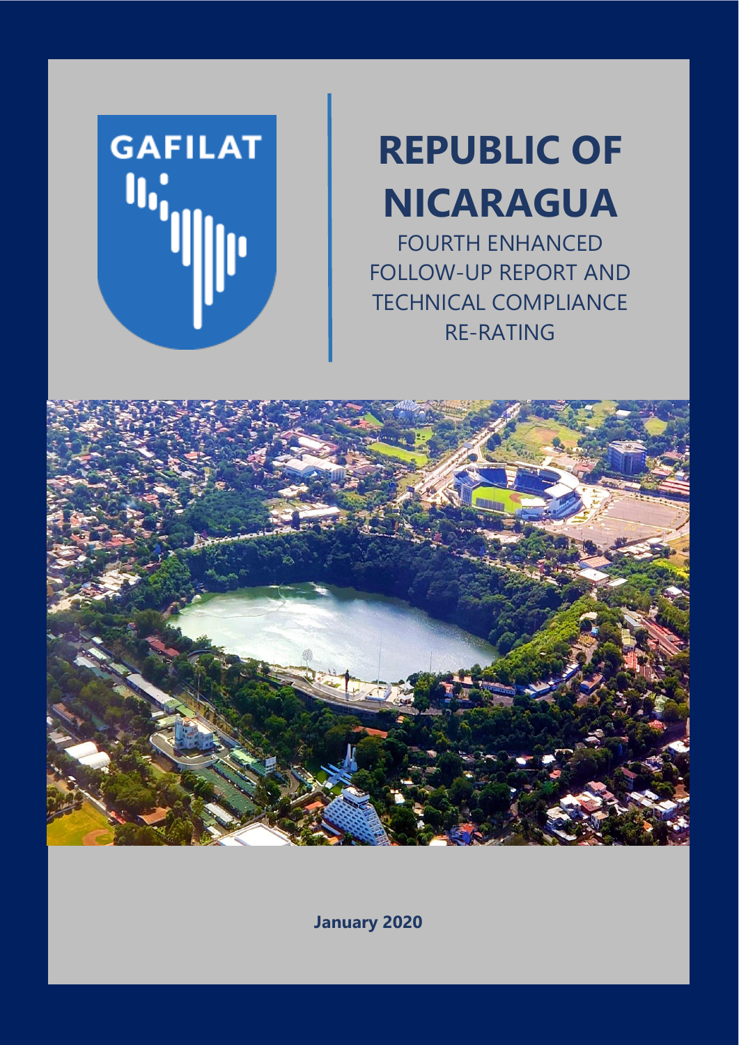GAFILAT

# REPUBLIC OF NICARAGUA

FOURTH ENHANCED FOLLOW-UP REPORT AND TECHNICAL COMPLIANCE RE-RATING

**January 2020**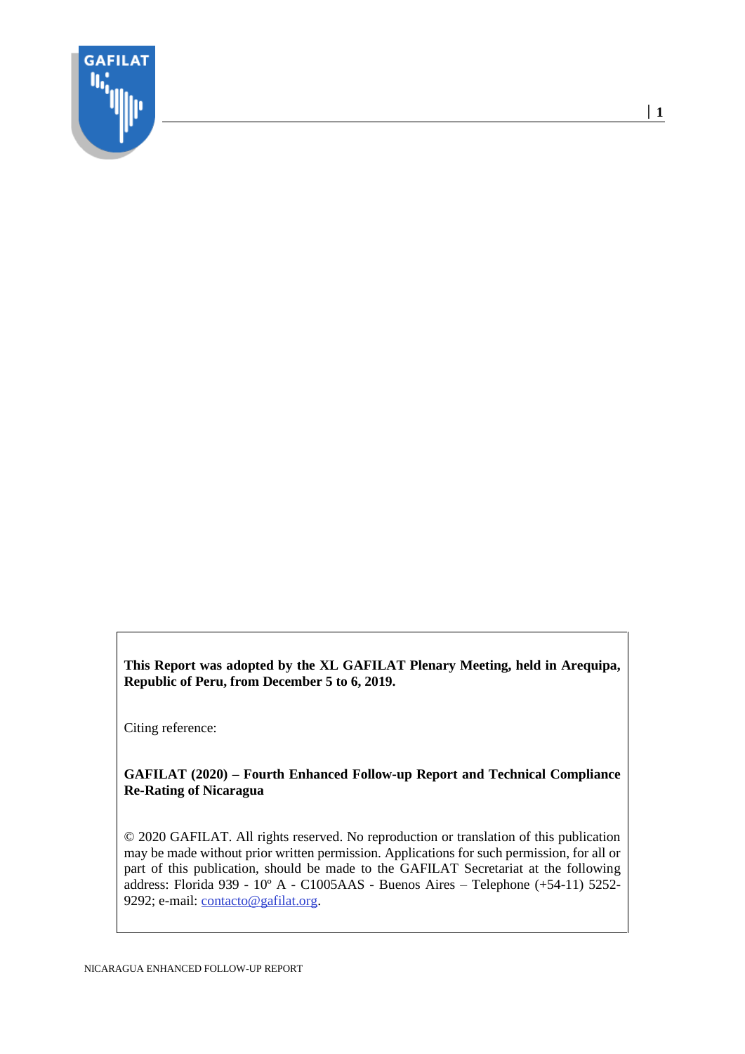**This Report was adopted by the XL GAFILAT Plenary Meeting, held in Arequipa, Republic of Peru, from December 5 to 6, 2019.**

Citing reference:

**GAFILAT (2020) – Fourth Enhanced Follow-up Report and Technical Compliance Re-Rating of Nicaragua**

© 2020 GAFILAT. All rights reserved. No reproduction or translation of this publication may be made without prior written permission. Applications for such permission, for all or part of this publication, should be made to the GAFILAT Secretariat at the following address: Florida 939 - 10º A - C1005AAS - Buenos Aires – Telephone (+54-11) 5252-9292; e-mail: contacto@gafilat.org.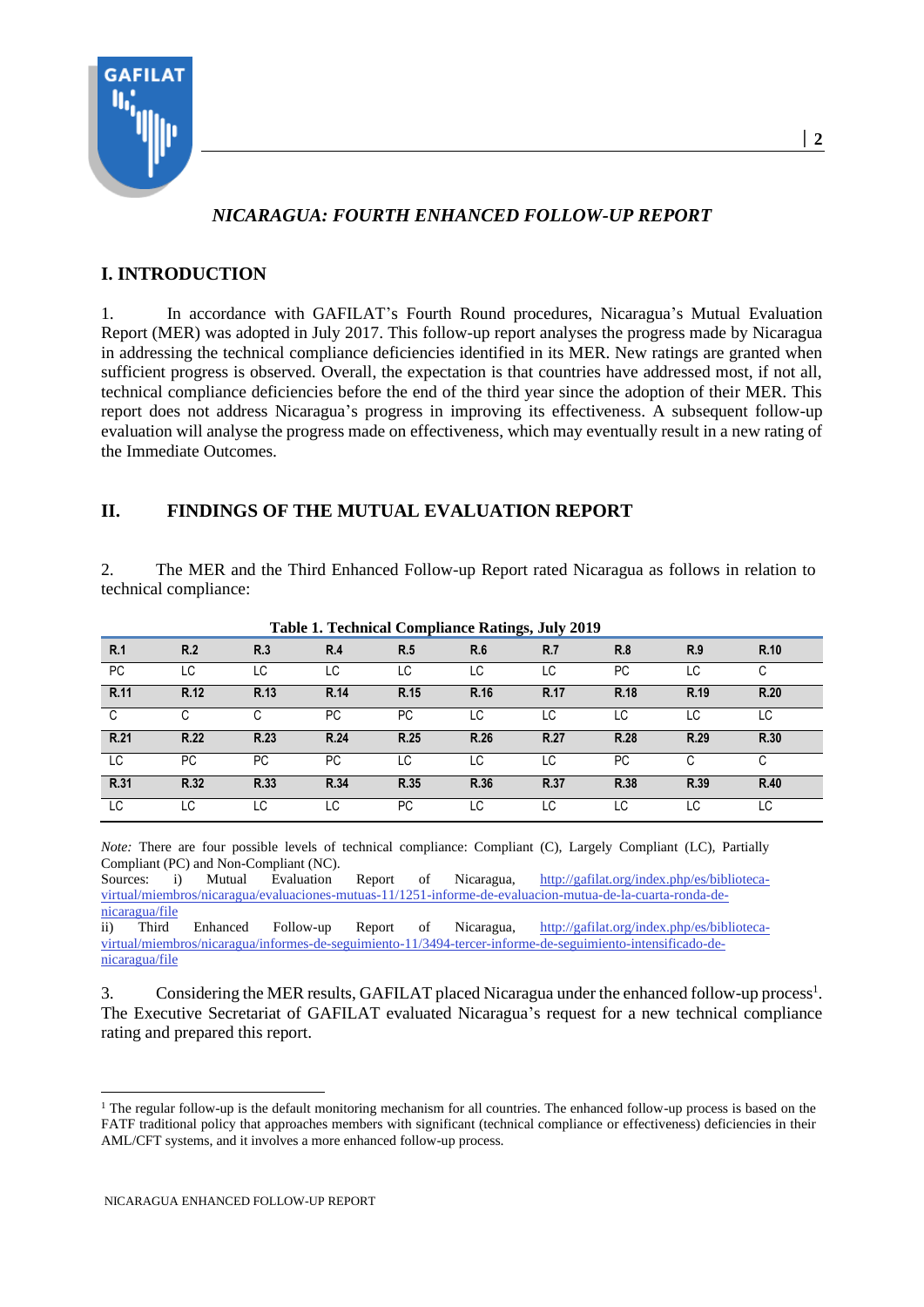## NICARAGUA: FOURTH ENHANCED FOLLOW-UP REPORT

## I. INTRODUCTION

1. In accordance with GAFILAT's Fourth Round procedures, Nicaragua's Mutual Evaluation Report (MER) was adopted in July 2017. This follow-up report analyses the progress made by Nicaragua in addressing the technical compliance deficiencies identified in its MER. New ratings are granted when sufficient progress is observed. Overall, the expectation is that countries have addressed most, if not all, technical compliance deficiencies before the end of the third year since the adoption of their MER. This report does not address Nicaragua's progress in improving its effectiveness. A subsequent follow-up evaluation will analyse the progress made on effectiveness, which may eventually result in a new rating of the Immediate Outcomes.

## II. FINDINGS OF THE MUTUAL EVALUATION REPORT

2. The MER and the Third Enhanced Follow-up Report rated Nicaragua as follows in relation to technical compliance:

**Table 1. Technical Compliance Ratings, July 2019**

| R.1 | R.2 | R.3 | R.4 | R.5 | R.6 | R.7 | R.8 | R.9 | R.10 |
|---|---|---|---|---|---|---|---|---|---|
| PC | LC | LC | LC | LC | LC | LC | PC | LC | C |
| **R.11** | **R.12** | **R.13** | **R.14** | **R.15** | **R.16** | **R.17** | **R.18** | **R.19** | **R.20** |
| C | C | C | PC | PC | LC | LC | LC | LC | LC |
| **R.21** | **R.22** | **R.23** | **R.24** | **R.25** | **R.26** | **R.27** | **R.28** | **R.29** | **R.30** |
| LC | PC | PC | PC | LC | LC | LC | PC | C | C |
| **R.31** | **R.32** | **R.33** | **R.34** | **R.35** | **R.36** | **R.37** | **R.38** | **R.39** | **R.40** |
| LC | LC | LC | LC | PC | LC | LC | LC | LC | LC |

*Note:* There are four possible levels of technical compliance: Compliant (C), Largely Compliant (LC), Partially Compliant (PC) and Non-Compliant (NC).

Sources: i) Mutual Evaluation Report of Nicaragua, http://gafilat.org/index.php/es/biblioteca-virtual/miembros/nicaragua/evaluaciones-mutuas-11/1251-informe-de-evaluacion-mutua-de-la-cuarta-ronda-de-nicaragua/file

ii) Third Enhanced Follow-up Report of Nicaragua, http://gafilat.org/index.php/es/biblioteca-virtual/miembros/nicaragua/informes-de-seguimiento-11/3494-tercer-informe-de-seguimiento-intensificado-de-nicaragua/file

3. Considering the MER results, GAFILAT placed Nicaragua under the enhanced follow-up process[1]. The Executive Secretariat of GAFILAT evaluated Nicaragua's request for a new technical compliance rating and prepared this report.

[1] The regular follow-up is the default monitoring mechanism for all countries. The enhanced follow-up process is based on the FATF traditional policy that approaches members with significant (technical compliance or effectiveness) deficiencies in their AML/CFT systems, and it involves a more enhanced follow-up process.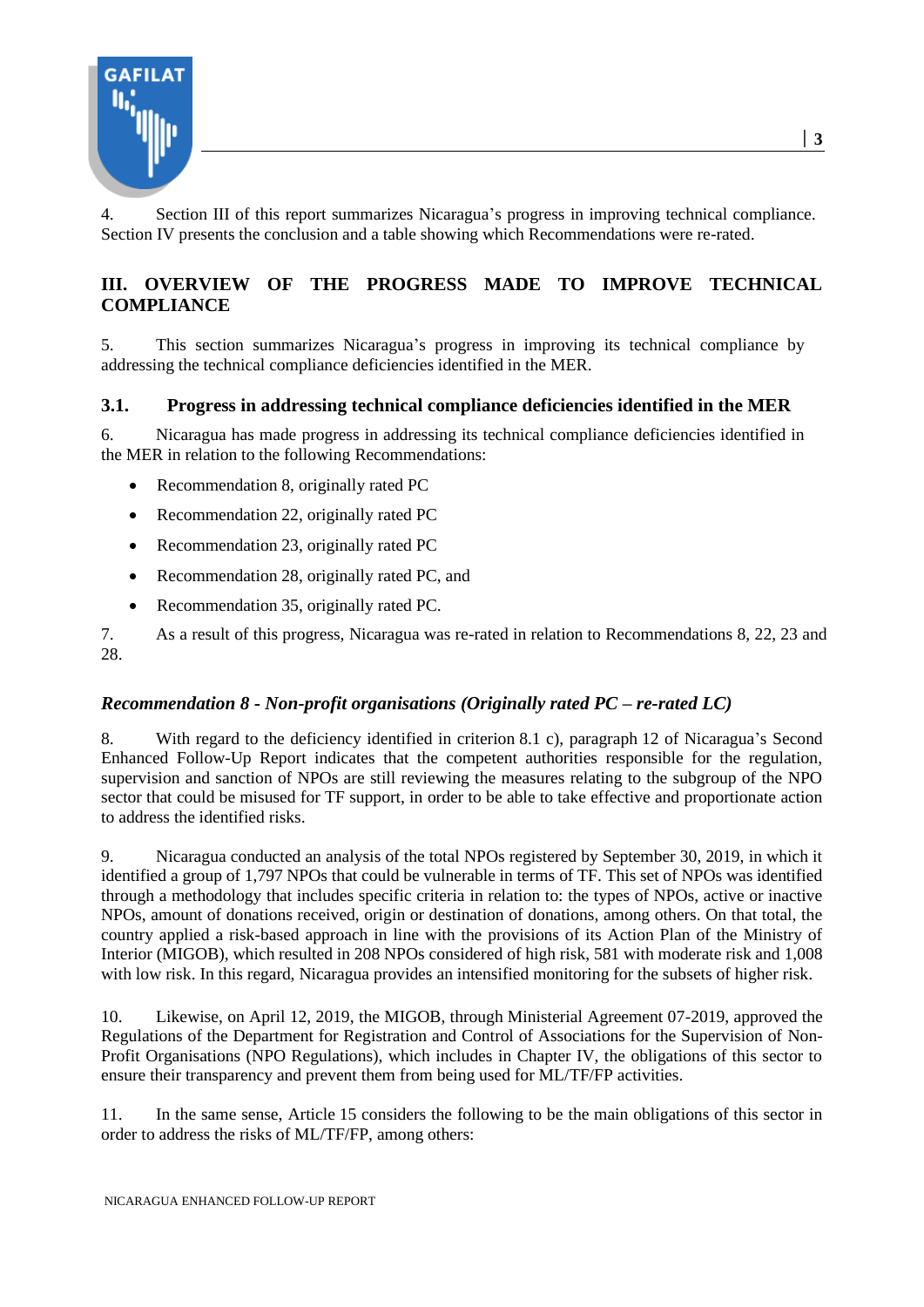4. Section III of this report summarizes Nicaragua's progress in improving technical compliance. Section IV presents the conclusion and a table showing which Recommendations were re-rated.

## III. OVERVIEW OF THE PROGRESS MADE TO IMPROVE TECHNICAL COMPLIANCE

5. This section summarizes Nicaragua's progress in improving its technical compliance by addressing the technical compliance deficiencies identified in the MER.

### 3.1. Progress in addressing technical compliance deficiencies identified in the MER

6. Nicaragua has made progress in addressing its technical compliance deficiencies identified in the MER in relation to the following Recommendations:

- Recommendation 8, originally rated PC
- Recommendation 22, originally rated PC
- Recommendation 23, originally rated PC
- Recommendation 28, originally rated PC, and
- Recommendation 35, originally rated PC.

7. As a result of this progress, Nicaragua was re-rated in relation to Recommendations 8, 22, 23 and 28.

#### *Recommendation 8 - Non-profit organisations (Originally rated PC – re-rated LC)*

8. With regard to the deficiency identified in criterion 8.1 c), paragraph 12 of Nicaragua's Second Enhanced Follow-Up Report indicates that the competent authorities responsible for the regulation, supervision and sanction of NPOs are still reviewing the measures relating to the subgroup of the NPO sector that could be misused for TF support, in order to be able to take effective and proportionate action to address the identified risks.

9. Nicaragua conducted an analysis of the total NPOs registered by September 30, 2019, in which it identified a group of 1,797 NPOs that could be vulnerable in terms of TF. This set of NPOs was identified through a methodology that includes specific criteria in relation to: the types of NPOs, active or inactive NPOs, amount of donations received, origin or destination of donations, among others. On that total, the country applied a risk-based approach in line with the provisions of its Action Plan of the Ministry of Interior (MIGOB), which resulted in 208 NPOs considered of high risk, 581 with moderate risk and 1,008 with low risk. In this regard, Nicaragua provides an intensified monitoring for the subsets of higher risk.

10. Likewise, on April 12, 2019, the MIGOB, through Ministerial Agreement 07-2019, approved the Regulations of the Department for Registration and Control of Associations for the Supervision of Non-Profit Organisations (NPO Regulations), which includes in Chapter IV, the obligations of this sector to ensure their transparency and prevent them from being used for ML/TF/FP activities.

11. In the same sense, Article 15 considers the following to be the main obligations of this sector in order to address the risks of ML/TF/FP, among others: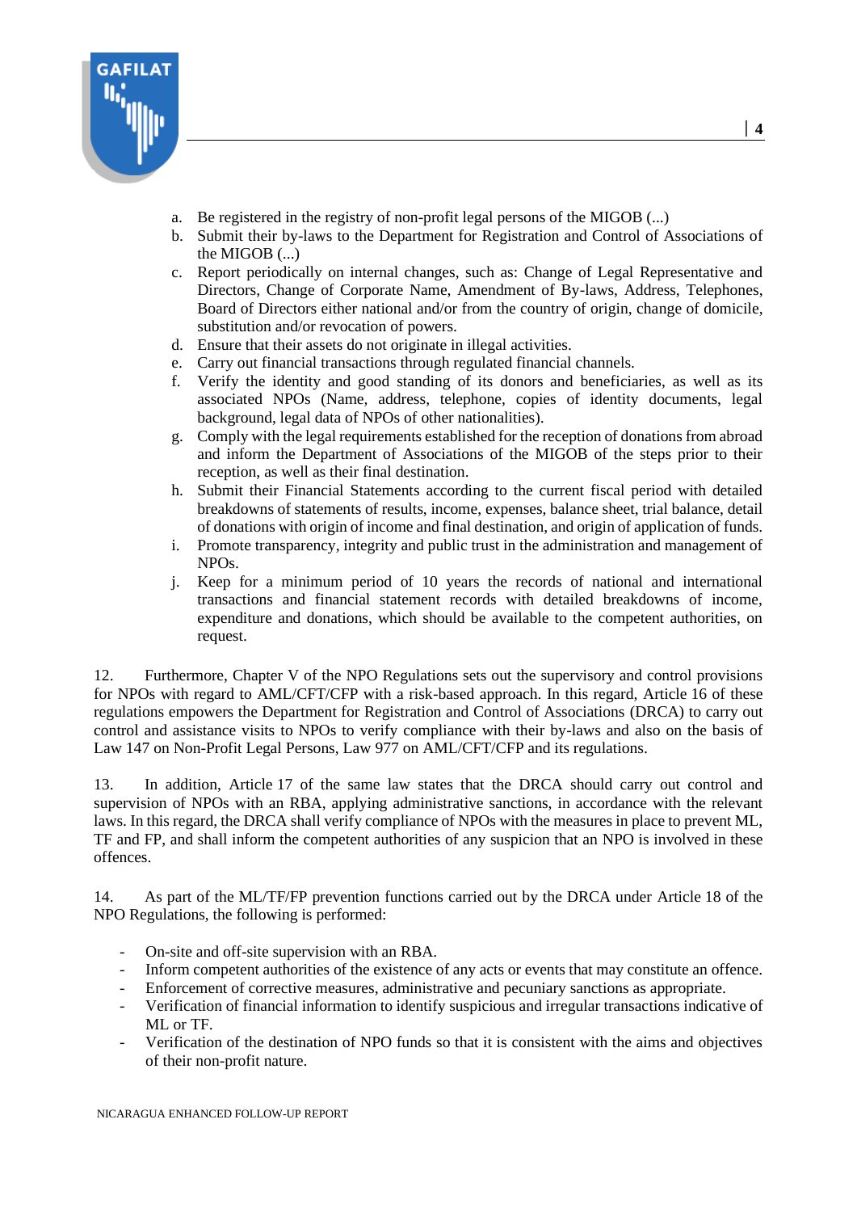a. Be registered in the registry of non-profit legal persons of the MIGOB (...)
b. Submit their by-laws to the Department for Registration and Control of Associations of the MIGOB (...)
c. Report periodically on internal changes, such as: Change of Legal Representative and Directors, Change of Corporate Name, Amendment of By-laws, Address, Telephones, Board of Directors either national and/or from the country of origin, change of domicile, substitution and/or revocation of powers.
d. Ensure that their assets do not originate in illegal activities.
e. Carry out financial transactions through regulated financial channels.
f. Verify the identity and good standing of its donors and beneficiaries, as well as its associated NPOs (Name, address, telephone, copies of identity documents, legal background, legal data of NPOs of other nationalities).
g. Comply with the legal requirements established for the reception of donations from abroad and inform the Department of Associations of the MIGOB of the steps prior to their reception, as well as their final destination.
h. Submit their Financial Statements according to the current fiscal period with detailed breakdowns of statements of results, income, expenses, balance sheet, trial balance, detail of donations with origin of income and final destination, and origin of application of funds.
i. Promote transparency, integrity and public trust in the administration and management of NPOs.
j. Keep for a minimum period of 10 years the records of national and international transactions and financial statement records with detailed breakdowns of income, expenditure and donations, which should be available to the competent authorities, on request.

12. Furthermore, Chapter V of the NPO Regulations sets out the supervisory and control provisions for NPOs with regard to AML/CFT/CFP with a risk-based approach. In this regard, Article 16 of these regulations empowers the Department for Registration and Control of Associations (DRCA) to carry out control and assistance visits to NPOs to verify compliance with their by-laws and also on the basis of Law 147 on Non-Profit Legal Persons, Law 977 on AML/CFT/CFP and its regulations.

13. In addition, Article 17 of the same law states that the DRCA should carry out control and supervision of NPOs with an RBA, applying administrative sanctions, in accordance with the relevant laws. In this regard, the DRCA shall verify compliance of NPOs with the measures in place to prevent ML, TF and FP, and shall inform the competent authorities of any suspicion that an NPO is involved in these offences.

14. As part of the ML/TF/FP prevention functions carried out by the DRCA under Article 18 of the NPO Regulations, the following is performed:

- On-site and off-site supervision with an RBA.
- Inform competent authorities of the existence of any acts or events that may constitute an offence.
- Enforcement of corrective measures, administrative and pecuniary sanctions as appropriate.
- Verification of financial information to identify suspicious and irregular transactions indicative of ML or TF.
- Verification of the destination of NPO funds so that it is consistent with the aims and objectives of their non-profit nature.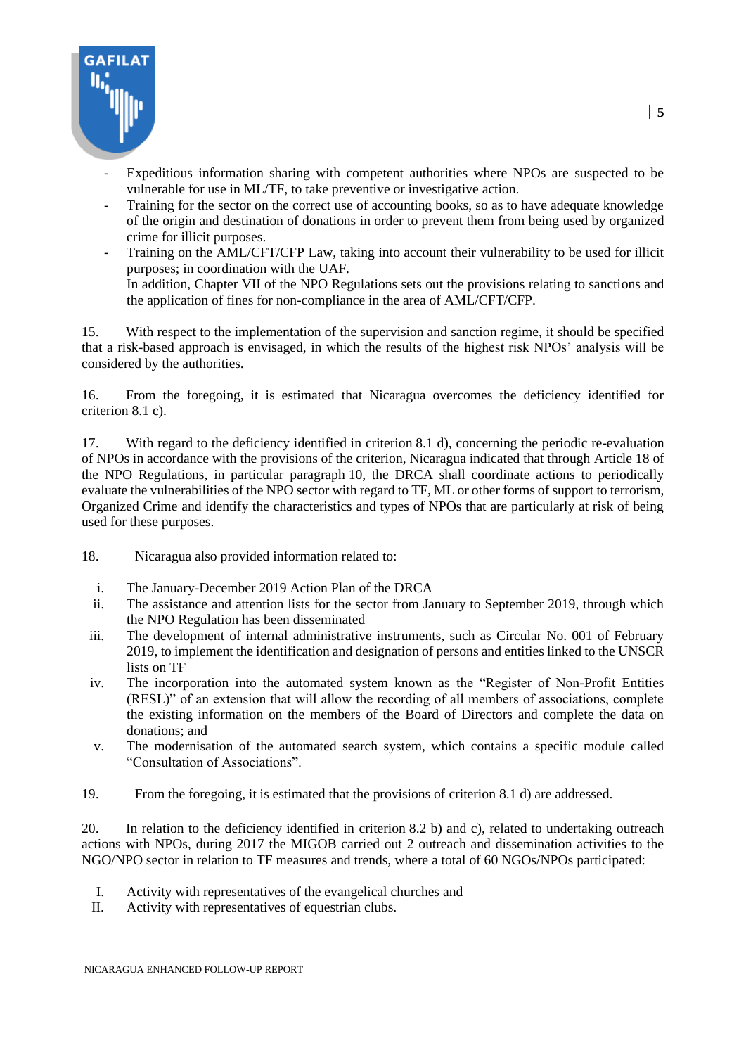- Expeditious information sharing with competent authorities where NPOs are suspected to be vulnerable for use in ML/TF, to take preventive or investigative action.
- Training for the sector on the correct use of accounting books, so as to have adequate knowledge of the origin and destination of donations in order to prevent them from being used by organized crime for illicit purposes.
- Training on the AML/CFT/CFP Law, taking into account their vulnerability to be used for illicit purposes; in coordination with the UAF.

  In addition, Chapter VII of the NPO Regulations sets out the provisions relating to sanctions and the application of fines for non-compliance in the area of AML/CFT/CFP.

15. With respect to the implementation of the supervision and sanction regime, it should be specified that a risk-based approach is envisaged, in which the results of the highest risk NPOs' analysis will be considered by the authorities.

16. From the foregoing, it is estimated that Nicaragua overcomes the deficiency identified for criterion 8.1 c).

17. With regard to the deficiency identified in criterion 8.1 d), concerning the periodic re-evaluation of NPOs in accordance with the provisions of the criterion, Nicaragua indicated that through Article 18 of the NPO Regulations, in particular paragraph 10, the DRCA shall coordinate actions to periodically evaluate the vulnerabilities of the NPO sector with regard to TF, ML or other forms of support to terrorism, Organized Crime and identify the characteristics and types of NPOs that are particularly at risk of being used for these purposes.

18. Nicaragua also provided information related to:

i. The January-December 2019 Action Plan of the DRCA
ii. The assistance and attention lists for the sector from January to September 2019, through which the NPO Regulation has been disseminated
iii. The development of internal administrative instruments, such as Circular No. 001 of February 2019, to implement the identification and designation of persons and entities linked to the UNSCR lists on TF
iv. The incorporation into the automated system known as the "Register of Non-Profit Entities (RESL)" of an extension that will allow the recording of all members of associations, complete the existing information on the members of the Board of Directors and complete the data on donations; and
v. The modernisation of the automated search system, which contains a specific module called "Consultation of Associations".

19. From the foregoing, it is estimated that the provisions of criterion 8.1 d) are addressed.

20. In relation to the deficiency identified in criterion 8.2 b) and c), related to undertaking outreach actions with NPOs, during 2017 the MIGOB carried out 2 outreach and dissemination activities to the NGO/NPO sector in relation to TF measures and trends, where a total of 60 NGOs/NPOs participated:

I. Activity with representatives of the evangelical churches and
II. Activity with representatives of equestrian clubs.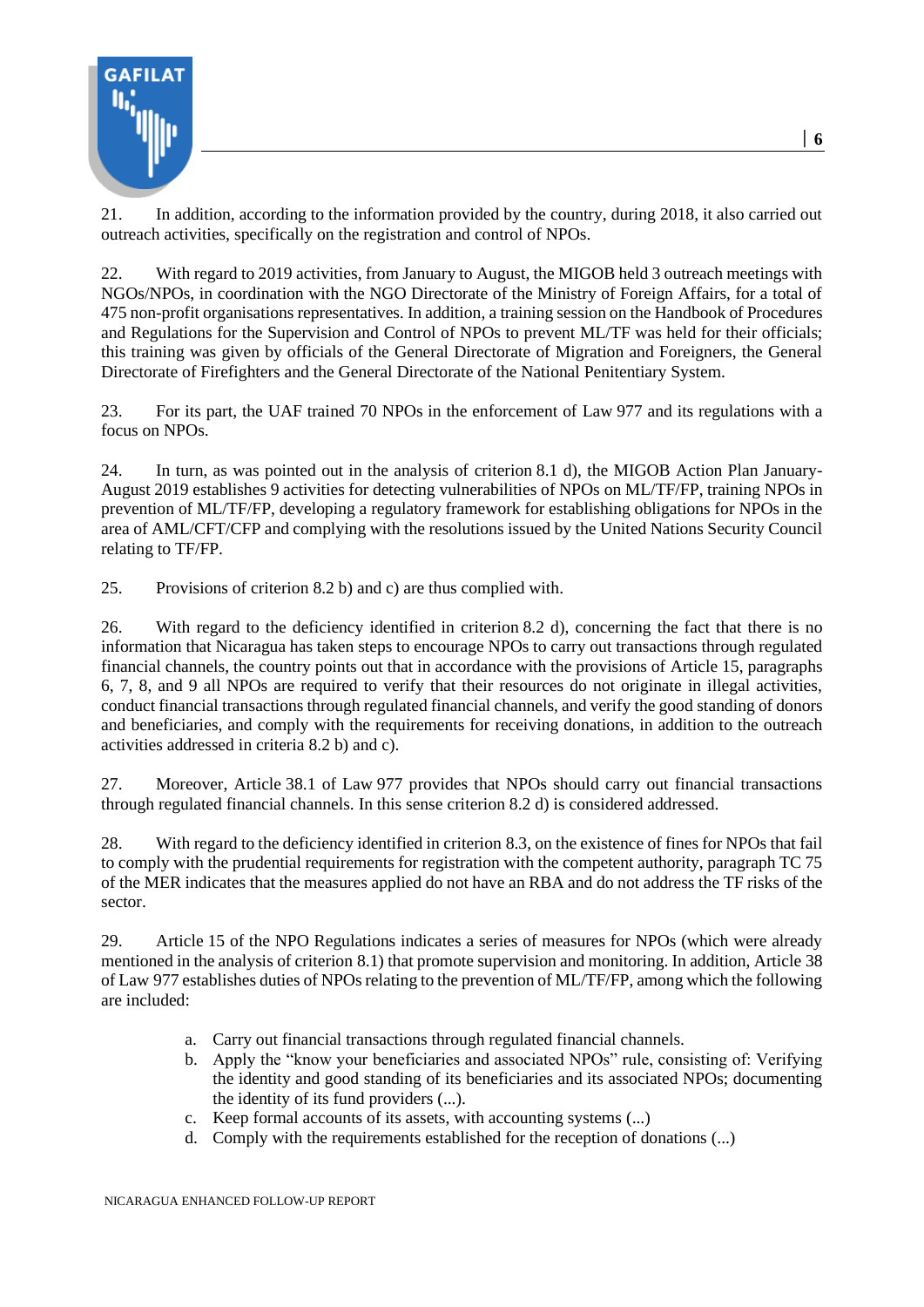21. In addition, according to the information provided by the country, during 2018, it also carried out outreach activities, specifically on the registration and control of NPOs.

22. With regard to 2019 activities, from January to August, the MIGOB held 3 outreach meetings with NGOs/NPOs, in coordination with the NGO Directorate of the Ministry of Foreign Affairs, for a total of 475 non-profit organisations representatives. In addition, a training session on the Handbook of Procedures and Regulations for the Supervision and Control of NPOs to prevent ML/TF was held for their officials; this training was given by officials of the General Directorate of Migration and Foreigners, the General Directorate of Firefighters and the General Directorate of the National Penitentiary System.

23. For its part, the UAF trained 70 NPOs in the enforcement of Law 977 and its regulations with a focus on NPOs.

24. In turn, as was pointed out in the analysis of criterion 8.1 d), the MIGOB Action Plan January-August 2019 establishes 9 activities for detecting vulnerabilities of NPOs on ML/TF/FP, training NPOs in prevention of ML/TF/FP, developing a regulatory framework for establishing obligations for NPOs in the area of AML/CFT/CFP and complying with the resolutions issued by the United Nations Security Council relating to TF/FP.

25. Provisions of criterion 8.2 b) and c) are thus complied with.

26. With regard to the deficiency identified in criterion 8.2 d), concerning the fact that there is no information that Nicaragua has taken steps to encourage NPOs to carry out transactions through regulated financial channels, the country points out that in accordance with the provisions of Article 15, paragraphs 6, 7, 8, and 9 all NPOs are required to verify that their resources do not originate in illegal activities, conduct financial transactions through regulated financial channels, and verify the good standing of donors and beneficiaries, and comply with the requirements for receiving donations, in addition to the outreach activities addressed in criteria 8.2 b) and c).

27. Moreover, Article 38.1 of Law 977 provides that NPOs should carry out financial transactions through regulated financial channels. In this sense criterion 8.2 d) is considered addressed.

28. With regard to the deficiency identified in criterion 8.3, on the existence of fines for NPOs that fail to comply with the prudential requirements for registration with the competent authority, paragraph TC 75 of the MER indicates that the measures applied do not have an RBA and do not address the TF risks of the sector.

29. Article 15 of the NPO Regulations indicates a series of measures for NPOs (which were already mentioned in the analysis of criterion 8.1) that promote supervision and monitoring. In addition, Article 38 of Law 977 establishes duties of NPOs relating to the prevention of ML/TF/FP, among which the following are included:

a. Carry out financial transactions through regulated financial channels.
b. Apply the "know your beneficiaries and associated NPOs" rule, consisting of: Verifying the identity and good standing of its beneficiaries and its associated NPOs; documenting the identity of its fund providers (...).
c. Keep formal accounts of its assets, with accounting systems (...)
d. Comply with the requirements established for the reception of donations (...)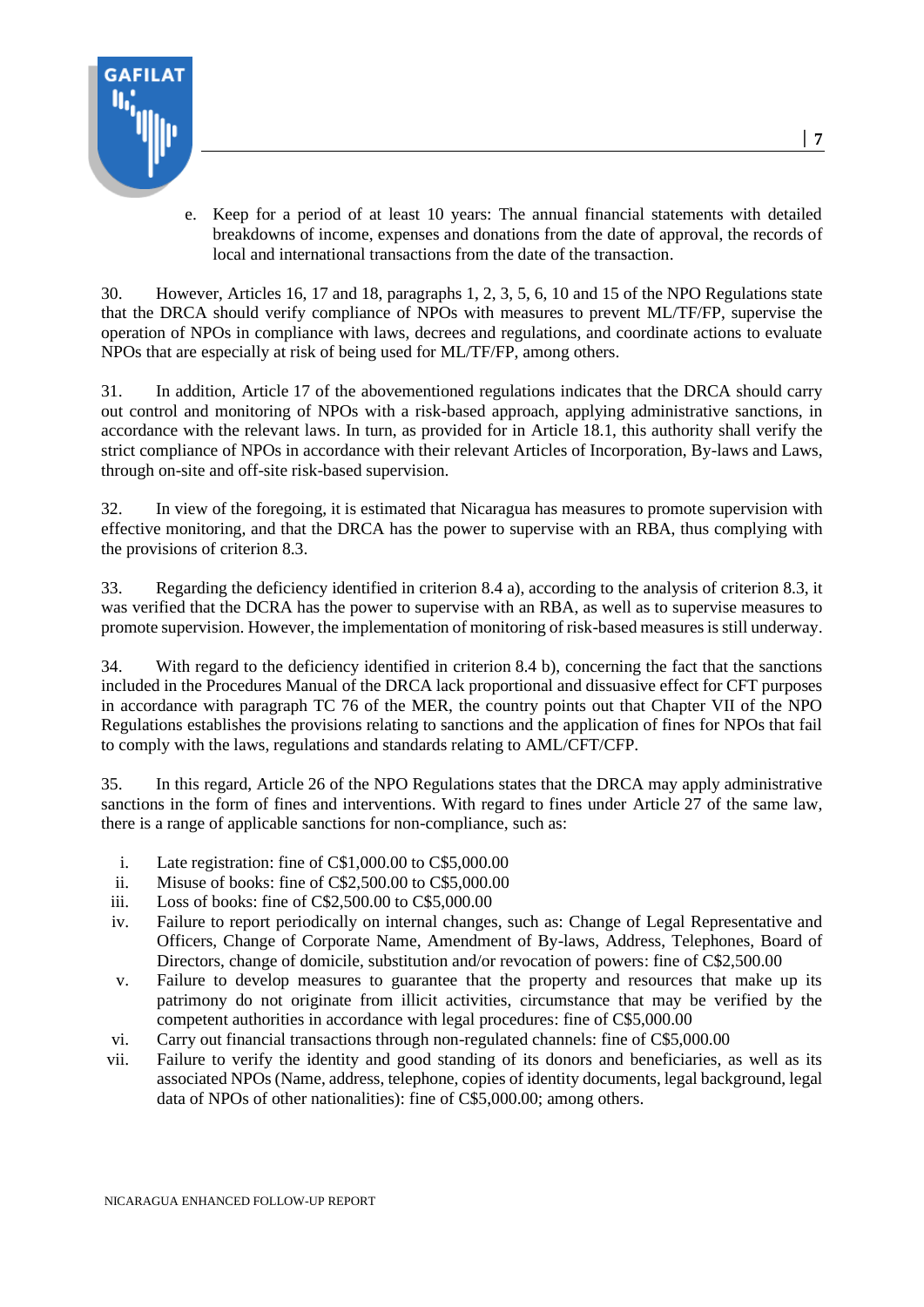e. Keep for a period of at least 10 years: The annual financial statements with detailed breakdowns of income, expenses and donations from the date of approval, the records of local and international transactions from the date of the transaction.

30. However, Articles 16, 17 and 18, paragraphs 1, 2, 3, 5, 6, 10 and 15 of the NPO Regulations state that the DRCA should verify compliance of NPOs with measures to prevent ML/TF/FP, supervise the operation of NPOs in compliance with laws, decrees and regulations, and coordinate actions to evaluate NPOs that are especially at risk of being used for ML/TF/FP, among others.

31. In addition, Article 17 of the abovementioned regulations indicates that the DRCA should carry out control and monitoring of NPOs with a risk-based approach, applying administrative sanctions, in accordance with the relevant laws. In turn, as provided for in Article 18.1, this authority shall verify the strict compliance of NPOs in accordance with their relevant Articles of Incorporation, By-laws and Laws, through on-site and off-site risk-based supervision.

32. In view of the foregoing, it is estimated that Nicaragua has measures to promote supervision with effective monitoring, and that the DRCA has the power to supervise with an RBA, thus complying with the provisions of criterion 8.3.

33. Regarding the deficiency identified in criterion 8.4 a), according to the analysis of criterion 8.3, it was verified that the DCRA has the power to supervise with an RBA, as well as to supervise measures to promote supervision. However, the implementation of monitoring of risk-based measures is still underway.

34. With regard to the deficiency identified in criterion 8.4 b), concerning the fact that the sanctions included in the Procedures Manual of the DRCA lack proportional and dissuasive effect for CFT purposes in accordance with paragraph TC 76 of the MER, the country points out that Chapter VII of the NPO Regulations establishes the provisions relating to sanctions and the application of fines for NPOs that fail to comply with the laws, regulations and standards relating to AML/CFT/CFP.

35. In this regard, Article 26 of the NPO Regulations states that the DRCA may apply administrative sanctions in the form of fines and interventions. With regard to fines under Article 27 of the same law, there is a range of applicable sanctions for non-compliance, such as:

i. Late registration: fine of C$1,000.00 to C$5,000.00
ii. Misuse of books: fine of C$2,500.00 to C$5,000.00
iii. Loss of books: fine of C$2,500.00 to C$5,000.00
iv. Failure to report periodically on internal changes, such as: Change of Legal Representative and Officers, Change of Corporate Name, Amendment of By-laws, Address, Telephones, Board of Directors, change of domicile, substitution and/or revocation of powers: fine of C$2,500.00
v. Failure to develop measures to guarantee that the property and resources that make up its patrimony do not originate from illicit activities, circumstance that may be verified by the competent authorities in accordance with legal procedures: fine of C$5,000.00
vi. Carry out financial transactions through non-regulated channels: fine of C$5,000.00
vii. Failure to verify the identity and good standing of its donors and beneficiaries, as well as its associated NPOs (Name, address, telephone, copies of identity documents, legal background, legal data of NPOs of other nationalities): fine of C$5,000.00; among others.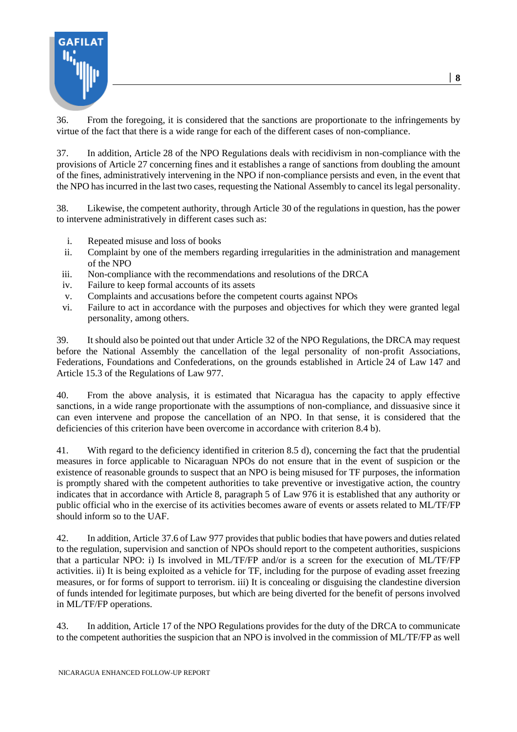36. From the foregoing, it is considered that the sanctions are proportionate to the infringements by virtue of the fact that there is a wide range for each of the different cases of non-compliance.

37. In addition, Article 28 of the NPO Regulations deals with recidivism in non-compliance with the provisions of Article 27 concerning fines and it establishes a range of sanctions from doubling the amount of the fines, administratively intervening in the NPO if non-compliance persists and even, in the event that the NPO has incurred in the last two cases, requesting the National Assembly to cancel its legal personality.

38. Likewise, the competent authority, through Article 30 of the regulations in question, has the power to intervene administratively in different cases such as:

i. Repeated misuse and loss of books
ii. Complaint by one of the members regarding irregularities in the administration and management of the NPO
iii. Non-compliance with the recommendations and resolutions of the DRCA
iv. Failure to keep formal accounts of its assets
v. Complaints and accusations before the competent courts against NPOs
vi. Failure to act in accordance with the purposes and objectives for which they were granted legal personality, among others.

39. It should also be pointed out that under Article 32 of the NPO Regulations, the DRCA may request before the National Assembly the cancellation of the legal personality of non-profit Associations, Federations, Foundations and Confederations, on the grounds established in Article 24 of Law 147 and Article 15.3 of the Regulations of Law 977.

40. From the above analysis, it is estimated that Nicaragua has the capacity to apply effective sanctions, in a wide range proportionate with the assumptions of non-compliance, and dissuasive since it can even intervene and propose the cancellation of an NPO. In that sense, it is considered that the deficiencies of this criterion have been overcome in accordance with criterion 8.4 b).

41. With regard to the deficiency identified in criterion 8.5 d), concerning the fact that the prudential measures in force applicable to Nicaraguan NPOs do not ensure that in the event of suspicion or the existence of reasonable grounds to suspect that an NPO is being misused for TF purposes, the information is promptly shared with the competent authorities to take preventive or investigative action, the country indicates that in accordance with Article 8, paragraph 5 of Law 976 it is established that any authority or public official who in the exercise of its activities becomes aware of events or assets related to ML/TF/FP should inform so to the UAF.

42. In addition, Article 37.6 of Law 977 provides that public bodies that have powers and duties related to the regulation, supervision and sanction of NPOs should report to the competent authorities, suspicions that a particular NPO: i) Is involved in ML/TF/FP and/or is a screen for the execution of ML/TF/FP activities. ii) It is being exploited as a vehicle for TF, including for the purpose of evading asset freezing measures, or for forms of support to terrorism. iii) It is concealing or disguising the clandestine diversion of funds intended for legitimate purposes, but which are being diverted for the benefit of persons involved in ML/TF/FP operations.

43. In addition, Article 17 of the NPO Regulations provides for the duty of the DRCA to communicate to the competent authorities the suspicion that an NPO is involved in the commission of ML/TF/FP as well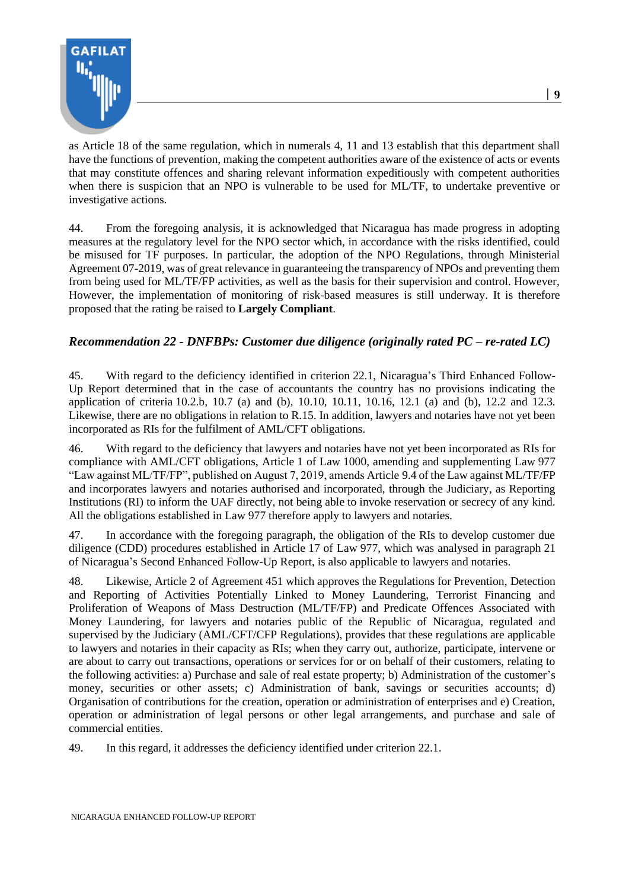as Article 18 of the same regulation, which in numerals 4, 11 and 13 establish that this department shall have the functions of prevention, making the competent authorities aware of the existence of acts or events that may constitute offences and sharing relevant information expeditiously with competent authorities when there is suspicion that an NPO is vulnerable to be used for ML/TF, to undertake preventive or investigative actions.

44. From the foregoing analysis, it is acknowledged that Nicaragua has made progress in adopting measures at the regulatory level for the NPO sector which, in accordance with the risks identified, could be misused for TF purposes. In particular, the adoption of the NPO Regulations, through Ministerial Agreement 07-2019, was of great relevance in guaranteeing the transparency of NPOs and preventing them from being used for ML/TF/FP activities, as well as the basis for their supervision and control. However, However, the implementation of monitoring of risk-based measures is still underway. It is therefore proposed that the rating be raised to **Largely Compliant**.

### *Recommendation 22 - DNFBPs: Customer due diligence (originally rated PC – re-rated LC)*

45. With regard to the deficiency identified in criterion 22.1, Nicaragua's Third Enhanced Follow-Up Report determined that in the case of accountants the country has no provisions indicating the application of criteria 10.2.b, 10.7 (a) and (b), 10.10, 10.11, 10.16, 12.1 (a) and (b), 12.2 and 12.3. Likewise, there are no obligations in relation to R.15. In addition, lawyers and notaries have not yet been incorporated as RIs for the fulfilment of AML/CFT obligations.

46. With regard to the deficiency that lawyers and notaries have not yet been incorporated as RIs for compliance with AML/CFT obligations, Article 1 of Law 1000, amending and supplementing Law 977 "Law against ML/TF/FP", published on August 7, 2019, amends Article 9.4 of the Law against ML/TF/FP and incorporates lawyers and notaries authorised and incorporated, through the Judiciary, as Reporting Institutions (RI) to inform the UAF directly, not being able to invoke reservation or secrecy of any kind. All the obligations established in Law 977 therefore apply to lawyers and notaries.

47. In accordance with the foregoing paragraph, the obligation of the RIs to develop customer due diligence (CDD) procedures established in Article 17 of Law 977, which was analysed in paragraph 21 of Nicaragua's Second Enhanced Follow-Up Report, is also applicable to lawyers and notaries.

48. Likewise, Article 2 of Agreement 451 which approves the Regulations for Prevention, Detection and Reporting of Activities Potentially Linked to Money Laundering, Terrorist Financing and Proliferation of Weapons of Mass Destruction (ML/TF/FP) and Predicate Offences Associated with Money Laundering, for lawyers and notaries public of the Republic of Nicaragua, regulated and supervised by the Judiciary (AML/CFT/CFP Regulations), provides that these regulations are applicable to lawyers and notaries in their capacity as RIs; when they carry out, authorize, participate, intervene or are about to carry out transactions, operations or services for or on behalf of their customers, relating to the following activities: a) Purchase and sale of real estate property; b) Administration of the customer's money, securities or other assets; c) Administration of bank, savings or securities accounts; d) Organisation of contributions for the creation, operation or administration of enterprises and e) Creation, operation or administration of legal persons or other legal arrangements, and purchase and sale of commercial entities.

49. In this regard, it addresses the deficiency identified under criterion 22.1.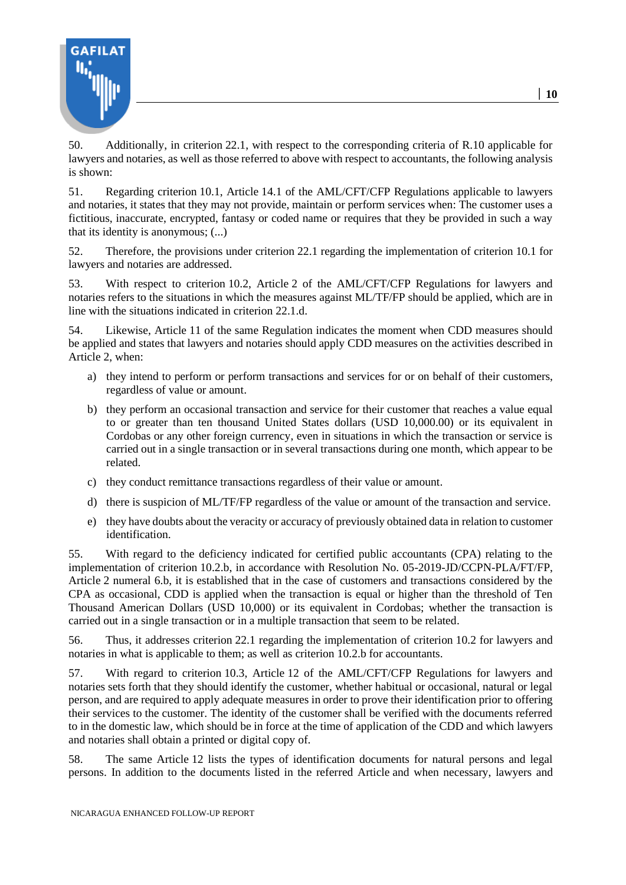50. Additionally, in criterion 22.1, with respect to the corresponding criteria of R.10 applicable for lawyers and notaries, as well as those referred to above with respect to accountants, the following analysis is shown:

51. Regarding criterion 10.1, Article 14.1 of the AML/CFT/CFP Regulations applicable to lawyers and notaries, it states that they may not provide, maintain or perform services when: The customer uses a fictitious, inaccurate, encrypted, fantasy or coded name or requires that they be provided in such a way that its identity is anonymous; (...)

52. Therefore, the provisions under criterion 22.1 regarding the implementation of criterion 10.1 for lawyers and notaries are addressed.

53. With respect to criterion 10.2, Article 2 of the AML/CFT/CFP Regulations for lawyers and notaries refers to the situations in which the measures against ML/TF/FP should be applied, which are in line with the situations indicated in criterion 22.1.d.

54. Likewise, Article 11 of the same Regulation indicates the moment when CDD measures should be applied and states that lawyers and notaries should apply CDD measures on the activities described in Article 2, when:

a) they intend to perform or perform transactions and services for or on behalf of their customers, regardless of value or amount.

b) they perform an occasional transaction and service for their customer that reaches a value equal to or greater than ten thousand United States dollars (USD 10,000.00) or its equivalent in Cordobas or any other foreign currency, even in situations in which the transaction or service is carried out in a single transaction or in several transactions during one month, which appear to be related.

c) they conduct remittance transactions regardless of their value or amount.

d) there is suspicion of ML/TF/FP regardless of the value or amount of the transaction and service.

e) they have doubts about the veracity or accuracy of previously obtained data in relation to customer identification.

55. With regard to the deficiency indicated for certified public accountants (CPA) relating to the implementation of criterion 10.2.b, in accordance with Resolution No. 05-2019-JD/CCPN-PLA/FT/FP, Article 2 numeral 6.b, it is established that in the case of customers and transactions considered by the CPA as occasional, CDD is applied when the transaction is equal or higher than the threshold of Ten Thousand American Dollars (USD 10,000) or its equivalent in Cordobas; whether the transaction is carried out in a single transaction or in a multiple transaction that seem to be related.

56. Thus, it addresses criterion 22.1 regarding the implementation of criterion 10.2 for lawyers and notaries in what is applicable to them; as well as criterion 10.2.b for accountants.

57. With regard to criterion 10.3, Article 12 of the AML/CFT/CFP Regulations for lawyers and notaries sets forth that they should identify the customer, whether habitual or occasional, natural or legal person, and are required to apply adequate measures in order to prove their identification prior to offering their services to the customer. The identity of the customer shall be verified with the documents referred to in the domestic law, which should be in force at the time of application of the CDD and which lawyers and notaries shall obtain a printed or digital copy of.

58. The same Article 12 lists the types of identification documents for natural persons and legal persons. In addition to the documents listed in the referred Article and when necessary, lawyers and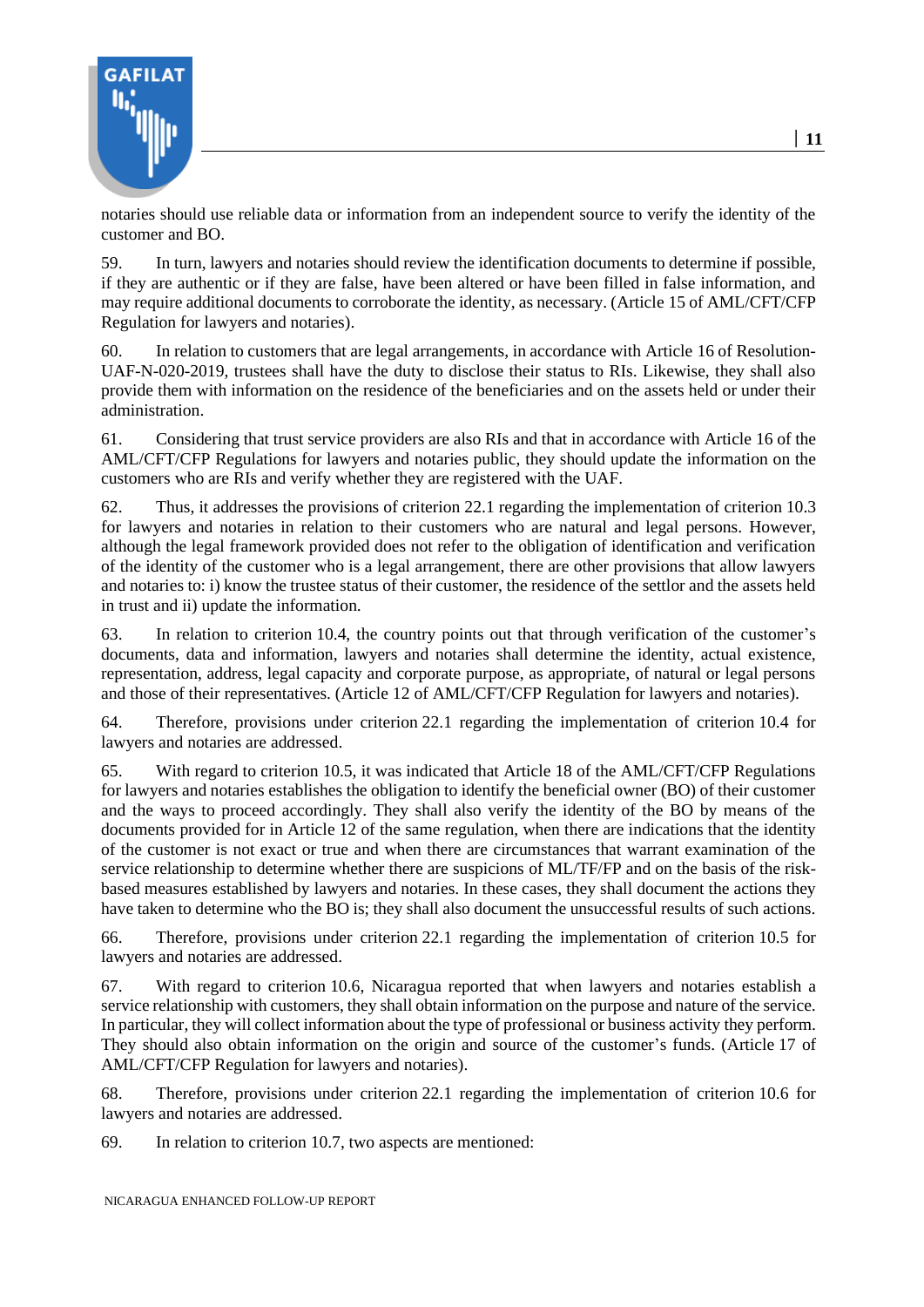notaries should use reliable data or information from an independent source to verify the identity of the customer and BO.

59. In turn, lawyers and notaries should review the identification documents to determine if possible, if they are authentic or if they are false, have been altered or have been filled in false information, and may require additional documents to corroborate the identity, as necessary. (Article 15 of AML/CFT/CFP Regulation for lawyers and notaries).

60. In relation to customers that are legal arrangements, in accordance with Article 16 of Resolution-UAF-N-020-2019, trustees shall have the duty to disclose their status to RIs. Likewise, they shall also provide them with information on the residence of the beneficiaries and on the assets held or under their administration.

61. Considering that trust service providers are also RIs and that in accordance with Article 16 of the AML/CFT/CFP Regulations for lawyers and notaries public, they should update the information on the customers who are RIs and verify whether they are registered with the UAF.

62. Thus, it addresses the provisions of criterion 22.1 regarding the implementation of criterion 10.3 for lawyers and notaries in relation to their customers who are natural and legal persons. However, although the legal framework provided does not refer to the obligation of identification and verification of the identity of the customer who is a legal arrangement, there are other provisions that allow lawyers and notaries to: i) know the trustee status of their customer, the residence of the settlor and the assets held in trust and ii) update the information.

63. In relation to criterion 10.4, the country points out that through verification of the customer's documents, data and information, lawyers and notaries shall determine the identity, actual existence, representation, address, legal capacity and corporate purpose, as appropriate, of natural or legal persons and those of their representatives. (Article 12 of AML/CFT/CFP Regulation for lawyers and notaries).

64. Therefore, provisions under criterion 22.1 regarding the implementation of criterion 10.4 for lawyers and notaries are addressed.

65. With regard to criterion 10.5, it was indicated that Article 18 of the AML/CFT/CFP Regulations for lawyers and notaries establishes the obligation to identify the beneficial owner (BO) of their customer and the ways to proceed accordingly. They shall also verify the identity of the BO by means of the documents provided for in Article 12 of the same regulation, when there are indications that the identity of the customer is not exact or true and when there are circumstances that warrant examination of the service relationship to determine whether there are suspicions of ML/TF/FP and on the basis of the risk-based measures established by lawyers and notaries. In these cases, they shall document the actions they have taken to determine who the BO is; they shall also document the unsuccessful results of such actions.

66. Therefore, provisions under criterion 22.1 regarding the implementation of criterion 10.5 for lawyers and notaries are addressed.

67. With regard to criterion 10.6, Nicaragua reported that when lawyers and notaries establish a service relationship with customers, they shall obtain information on the purpose and nature of the service. In particular, they will collect information about the type of professional or business activity they perform. They should also obtain information on the origin and source of the customer's funds. (Article 17 of AML/CFT/CFP Regulation for lawyers and notaries).

68. Therefore, provisions under criterion 22.1 regarding the implementation of criterion 10.6 for lawyers and notaries are addressed.

69. In relation to criterion 10.7, two aspects are mentioned: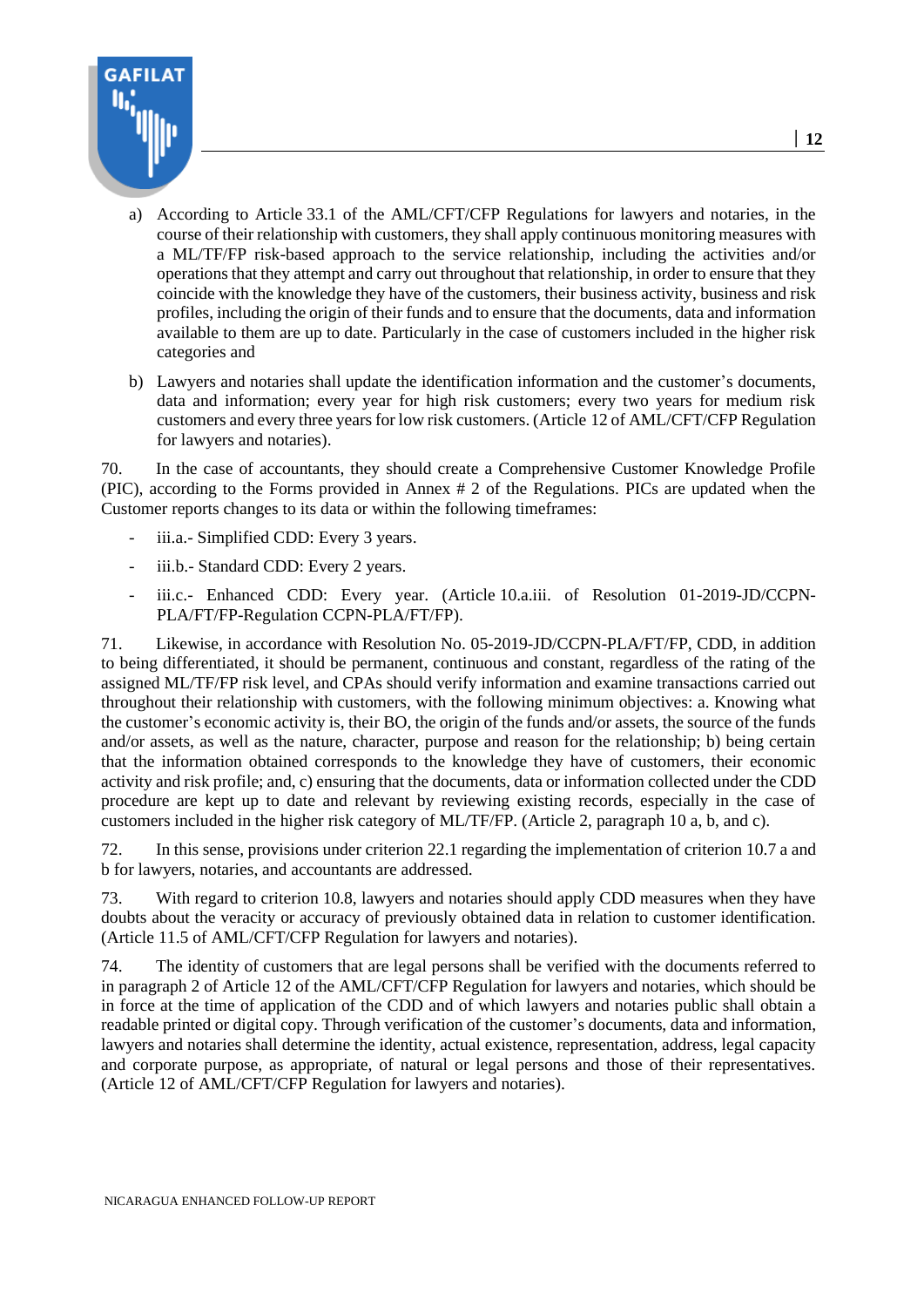a) According to Article 33.1 of the AML/CFT/CFP Regulations for lawyers and notaries, in the course of their relationship with customers, they shall apply continuous monitoring measures with a ML/TF/FP risk-based approach to the service relationship, including the activities and/or operations that they attempt and carry out throughout that relationship, in order to ensure that they coincide with the knowledge they have of the customers, their business activity, business and risk profiles, including the origin of their funds and to ensure that the documents, data and information available to them are up to date. Particularly in the case of customers included in the higher risk categories and

b) Lawyers and notaries shall update the identification information and the customer's documents, data and information; every year for high risk customers; every two years for medium risk customers and every three years for low risk customers. (Article 12 of AML/CFT/CFP Regulation for lawyers and notaries).

70. In the case of accountants, they should create a Comprehensive Customer Knowledge Profile (PIC), according to the Forms provided in Annex # 2 of the Regulations. PICs are updated when the Customer reports changes to its data or within the following timeframes:

- iii.a.- Simplified CDD: Every 3 years.
- iii.b.- Standard CDD: Every 2 years.
- iii.c.- Enhanced CDD: Every year. (Article 10.a.iii. of Resolution 01-2019-JD/CCPN-PLA/FT/FP-Regulation CCPN-PLA/FT/FP).

71. Likewise, in accordance with Resolution No. 05-2019-JD/CCPN-PLA/FT/FP, CDD, in addition to being differentiated, it should be permanent, continuous and constant, regardless of the rating of the assigned ML/TF/FP risk level, and CPAs should verify information and examine transactions carried out throughout their relationship with customers, with the following minimum objectives: a. Knowing what the customer's economic activity is, their BO, the origin of the funds and/or assets, the source of the funds and/or assets, as well as the nature, character, purpose and reason for the relationship; b) being certain that the information obtained corresponds to the knowledge they have of customers, their economic activity and risk profile; and, c) ensuring that the documents, data or information collected under the CDD procedure are kept up to date and relevant by reviewing existing records, especially in the case of customers included in the higher risk category of ML/TF/FP. (Article 2, paragraph 10 a, b, and c).

72. In this sense, provisions under criterion 22.1 regarding the implementation of criterion 10.7 a and b for lawyers, notaries, and accountants are addressed.

73. With regard to criterion 10.8, lawyers and notaries should apply CDD measures when they have doubts about the veracity or accuracy of previously obtained data in relation to customer identification. (Article 11.5 of AML/CFT/CFP Regulation for lawyers and notaries).

74. The identity of customers that are legal persons shall be verified with the documents referred to in paragraph 2 of Article 12 of the AML/CFT/CFP Regulation for lawyers and notaries, which should be in force at the time of application of the CDD and of which lawyers and notaries public shall obtain a readable printed or digital copy. Through verification of the customer's documents, data and information, lawyers and notaries shall determine the identity, actual existence, representation, address, legal capacity and corporate purpose, as appropriate, of natural or legal persons and those of their representatives. (Article 12 of AML/CFT/CFP Regulation for lawyers and notaries).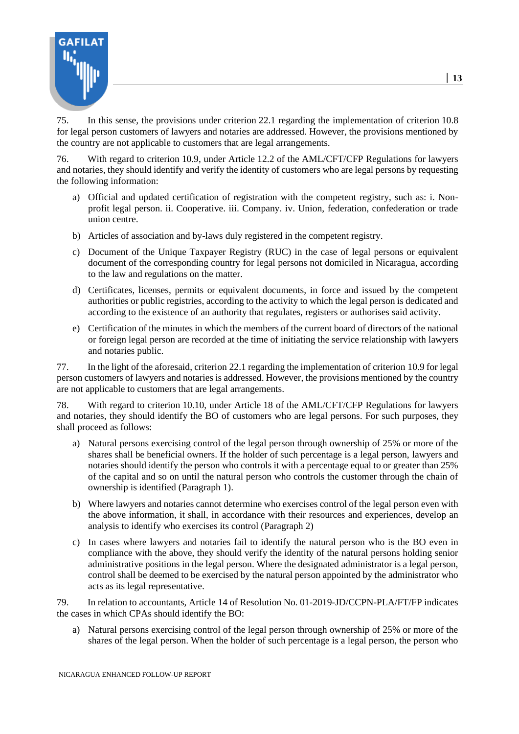75. In this sense, the provisions under criterion 22.1 regarding the implementation of criterion 10.8 for legal person customers of lawyers and notaries are addressed. However, the provisions mentioned by the country are not applicable to customers that are legal arrangements.

76. With regard to criterion 10.9, under Article 12.2 of the AML/CFT/CFP Regulations for lawyers and notaries, they should identify and verify the identity of customers who are legal persons by requesting the following information:

a) Official and updated certification of registration with the competent registry, such as: i. Non-profit legal person. ii. Cooperative. iii. Company. iv. Union, federation, confederation or trade union centre.

b) Articles of association and by-laws duly registered in the competent registry.

c) Document of the Unique Taxpayer Registry (RUC) in the case of legal persons or equivalent document of the corresponding country for legal persons not domiciled in Nicaragua, according to the law and regulations on the matter.

d) Certificates, licenses, permits or equivalent documents, in force and issued by the competent authorities or public registries, according to the activity to which the legal person is dedicated and according to the existence of an authority that regulates, registers or authorises said activity.

e) Certification of the minutes in which the members of the current board of directors of the national or foreign legal person are recorded at the time of initiating the service relationship with lawyers and notaries public.

77. In the light of the aforesaid, criterion 22.1 regarding the implementation of criterion 10.9 for legal person customers of lawyers and notaries is addressed. However, the provisions mentioned by the country are not applicable to customers that are legal arrangements.

78. With regard to criterion 10.10, under Article 18 of the AML/CFT/CFP Regulations for lawyers and notaries, they should identify the BO of customers who are legal persons. For such purposes, they shall proceed as follows:

a) Natural persons exercising control of the legal person through ownership of 25% or more of the shares shall be beneficial owners. If the holder of such percentage is a legal person, lawyers and notaries should identify the person who controls it with a percentage equal to or greater than 25% of the capital and so on until the natural person who controls the customer through the chain of ownership is identified (Paragraph 1).

b) Where lawyers and notaries cannot determine who exercises control of the legal person even with the above information, it shall, in accordance with their resources and experiences, develop an analysis to identify who exercises its control (Paragraph 2)

c) In cases where lawyers and notaries fail to identify the natural person who is the BO even in compliance with the above, they should verify the identity of the natural persons holding senior administrative positions in the legal person. Where the designated administrator is a legal person, control shall be deemed to be exercised by the natural person appointed by the administrator who acts as its legal representative.

79. In relation to accountants, Article 14 of Resolution No. 01-2019-JD/CCPN-PLA/FT/FP indicates the cases in which CPAs should identify the BO:

a) Natural persons exercising control of the legal person through ownership of 25% or more of the shares of the legal person. When the holder of such percentage is a legal person, the person who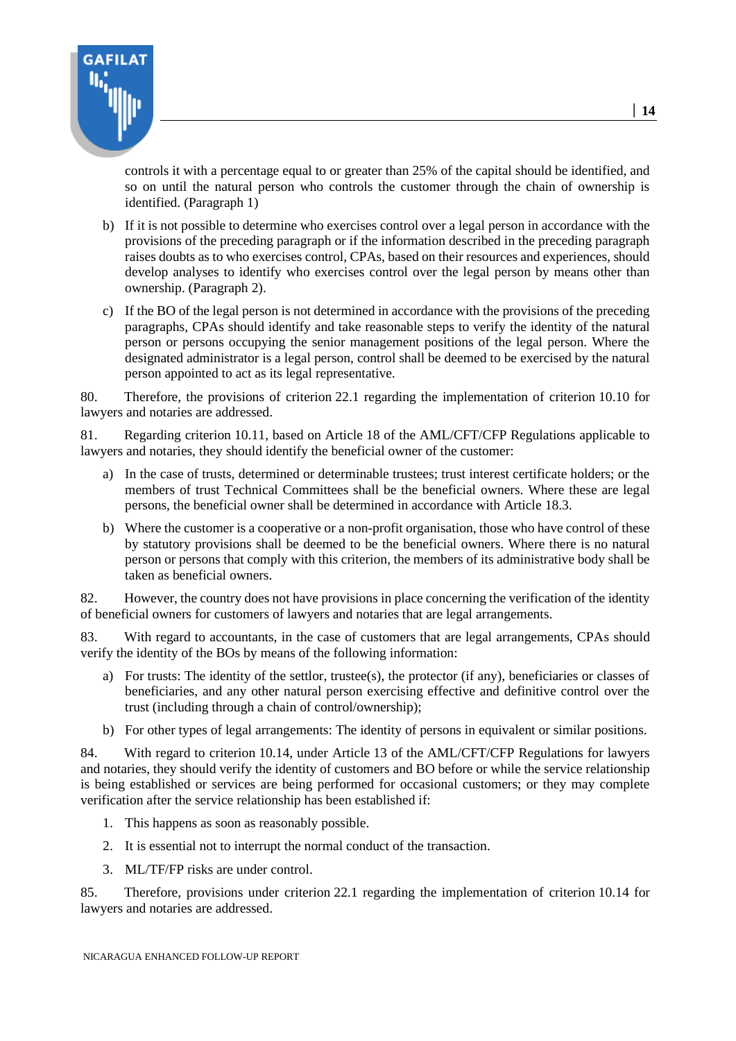controls it with a percentage equal to or greater than 25% of the capital should be identified, and so on until the natural person who controls the customer through the chain of ownership is identified. (Paragraph 1)

b) If it is not possible to determine who exercises control over a legal person in accordance with the provisions of the preceding paragraph or if the information described in the preceding paragraph raises doubts as to who exercises control, CPAs, based on their resources and experiences, should develop analyses to identify who exercises control over the legal person by means other than ownership. (Paragraph 2).

c) If the BO of the legal person is not determined in accordance with the provisions of the preceding paragraphs, CPAs should identify and take reasonable steps to verify the identity of the natural person or persons occupying the senior management positions of the legal person. Where the designated administrator is a legal person, control shall be deemed to be exercised by the natural person appointed to act as its legal representative.

80. Therefore, the provisions of criterion 22.1 regarding the implementation of criterion 10.10 for lawyers and notaries are addressed.

81. Regarding criterion 10.11, based on Article 18 of the AML/CFT/CFP Regulations applicable to lawyers and notaries, they should identify the beneficial owner of the customer:

a) In the case of trusts, determined or determinable trustees; trust interest certificate holders; or the members of trust Technical Committees shall be the beneficial owners. Where these are legal persons, the beneficial owner shall be determined in accordance with Article 18.3.

b) Where the customer is a cooperative or a non-profit organisation, those who have control of these by statutory provisions shall be deemed to be the beneficial owners. Where there is no natural person or persons that comply with this criterion, the members of its administrative body shall be taken as beneficial owners.

82. However, the country does not have provisions in place concerning the verification of the identity of beneficial owners for customers of lawyers and notaries that are legal arrangements.

83. With regard to accountants, in the case of customers that are legal arrangements, CPAs should verify the identity of the BOs by means of the following information:

a) For trusts: The identity of the settlor, trustee(s), the protector (if any), beneficiaries or classes of beneficiaries, and any other natural person exercising effective and definitive control over the trust (including through a chain of control/ownership);

b) For other types of legal arrangements: The identity of persons in equivalent or similar positions.

84. With regard to criterion 10.14, under Article 13 of the AML/CFT/CFP Regulations for lawyers and notaries, they should verify the identity of customers and BO before or while the service relationship is being established or services are being performed for occasional customers; or they may complete verification after the service relationship has been established if:

1. This happens as soon as reasonably possible.
2. It is essential not to interrupt the normal conduct of the transaction.
3. ML/TF/FP risks are under control.

85. Therefore, provisions under criterion 22.1 regarding the implementation of criterion 10.14 for lawyers and notaries are addressed.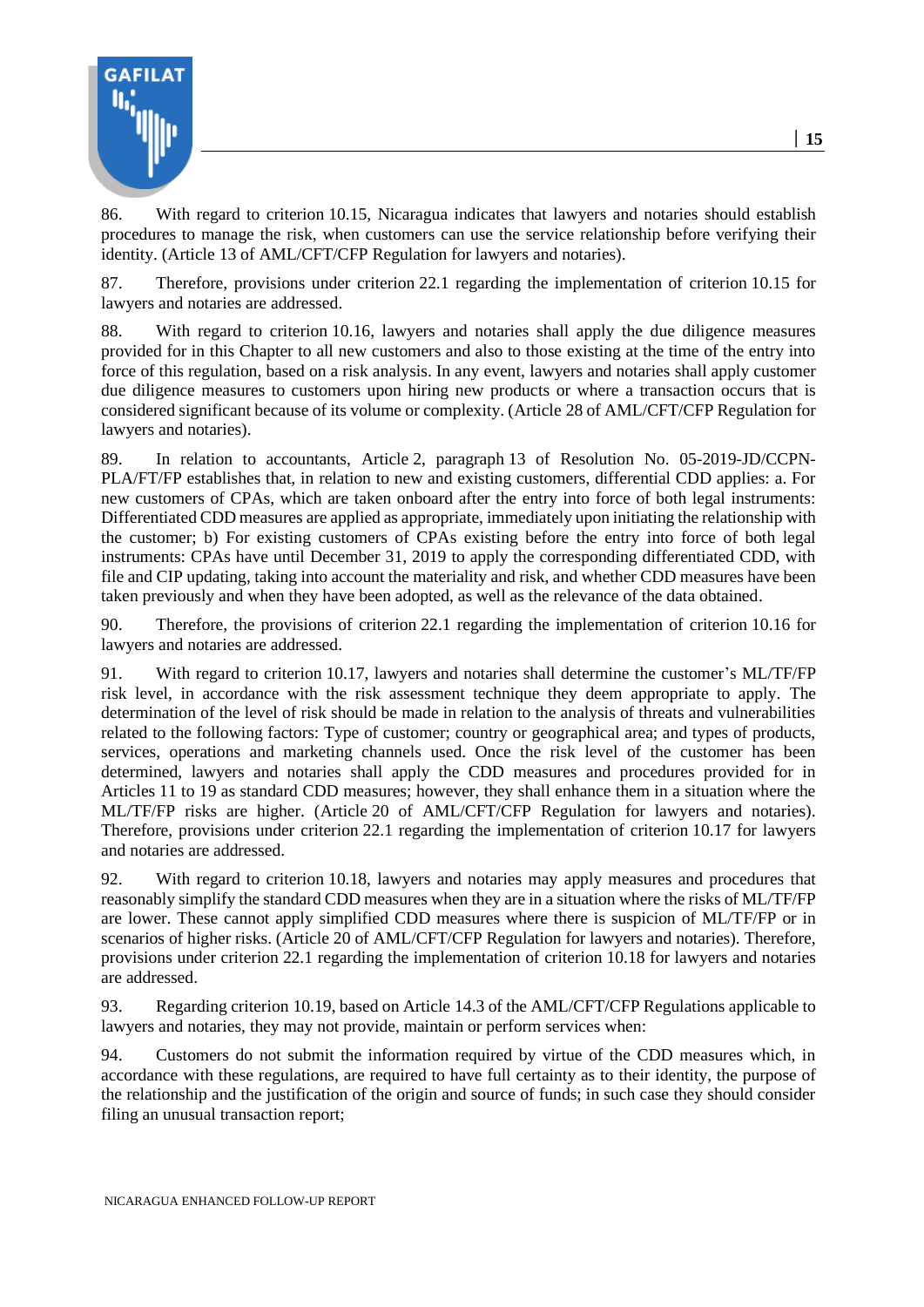86. With regard to criterion 10.15, Nicaragua indicates that lawyers and notaries should establish procedures to manage the risk, when customers can use the service relationship before verifying their identity. (Article 13 of AML/CFT/CFP Regulation for lawyers and notaries).

87. Therefore, provisions under criterion 22.1 regarding the implementation of criterion 10.15 for lawyers and notaries are addressed.

88. With regard to criterion 10.16, lawyers and notaries shall apply the due diligence measures provided for in this Chapter to all new customers and also to those existing at the time of the entry into force of this regulation, based on a risk analysis. In any event, lawyers and notaries shall apply customer due diligence measures to customers upon hiring new products or where a transaction occurs that is considered significant because of its volume or complexity. (Article 28 of AML/CFT/CFP Regulation for lawyers and notaries).

89. In relation to accountants, Article 2, paragraph 13 of Resolution No. 05-2019-JD/CCPN-PLA/FT/FP establishes that, in relation to new and existing customers, differential CDD applies: a. For new customers of CPAs, which are taken onboard after the entry into force of both legal instruments: Differentiated CDD measures are applied as appropriate, immediately upon initiating the relationship with the customer; b) For existing customers of CPAs existing before the entry into force of both legal instruments: CPAs have until December 31, 2019 to apply the corresponding differentiated CDD, with file and CIP updating, taking into account the materiality and risk, and whether CDD measures have been taken previously and when they have been adopted, as well as the relevance of the data obtained.

90. Therefore, the provisions of criterion 22.1 regarding the implementation of criterion 10.16 for lawyers and notaries are addressed.

91. With regard to criterion 10.17, lawyers and notaries shall determine the customer's ML/TF/FP risk level, in accordance with the risk assessment technique they deem appropriate to apply. The determination of the level of risk should be made in relation to the analysis of threats and vulnerabilities related to the following factors: Type of customer; country or geographical area; and types of products, services, operations and marketing channels used. Once the risk level of the customer has been determined, lawyers and notaries shall apply the CDD measures and procedures provided for in Articles 11 to 19 as standard CDD measures; however, they shall enhance them in a situation where the ML/TF/FP risks are higher. (Article 20 of AML/CFT/CFP Regulation for lawyers and notaries). Therefore, provisions under criterion 22.1 regarding the implementation of criterion 10.17 for lawyers and notaries are addressed.

92. With regard to criterion 10.18, lawyers and notaries may apply measures and procedures that reasonably simplify the standard CDD measures when they are in a situation where the risks of ML/TF/FP are lower. These cannot apply simplified CDD measures where there is suspicion of ML/TF/FP or in scenarios of higher risks. (Article 20 of AML/CFT/CFP Regulation for lawyers and notaries). Therefore, provisions under criterion 22.1 regarding the implementation of criterion 10.18 for lawyers and notaries are addressed.

93. Regarding criterion 10.19, based on Article 14.3 of the AML/CFT/CFP Regulations applicable to lawyers and notaries, they may not provide, maintain or perform services when:

94. Customers do not submit the information required by virtue of the CDD measures which, in accordance with these regulations, are required to have full certainty as to their identity, the purpose of the relationship and the justification of the origin and source of funds; in such case they should consider filing an unusual transaction report;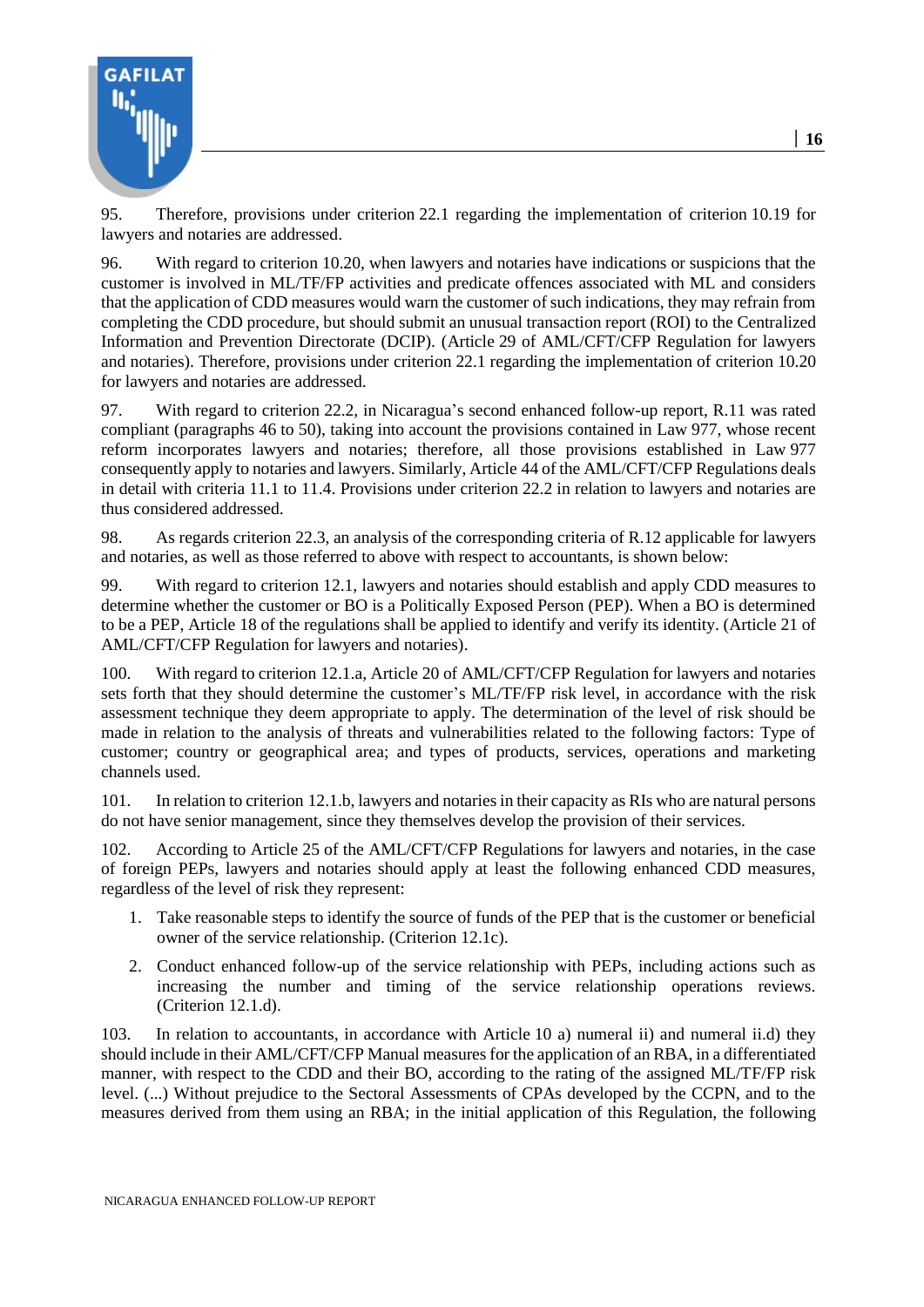95. Therefore, provisions under criterion 22.1 regarding the implementation of criterion 10.19 for lawyers and notaries are addressed.

96. With regard to criterion 10.20, when lawyers and notaries have indications or suspicions that the customer is involved in ML/TF/FP activities and predicate offences associated with ML and considers that the application of CDD measures would warn the customer of such indications, they may refrain from completing the CDD procedure, but should submit an unusual transaction report (ROI) to the Centralized Information and Prevention Directorate (DCIP). (Article 29 of AML/CFT/CFP Regulation for lawyers and notaries). Therefore, provisions under criterion 22.1 regarding the implementation of criterion 10.20 for lawyers and notaries are addressed.

97. With regard to criterion 22.2, in Nicaragua's second enhanced follow-up report, R.11 was rated compliant (paragraphs 46 to 50), taking into account the provisions contained in Law 977, whose recent reform incorporates lawyers and notaries; therefore, all those provisions established in Law 977 consequently apply to notaries and lawyers. Similarly, Article 44 of the AML/CFT/CFP Regulations deals in detail with criteria 11.1 to 11.4. Provisions under criterion 22.2 in relation to lawyers and notaries are thus considered addressed.

98. As regards criterion 22.3, an analysis of the corresponding criteria of R.12 applicable for lawyers and notaries, as well as those referred to above with respect to accountants, is shown below:

99. With regard to criterion 12.1, lawyers and notaries should establish and apply CDD measures to determine whether the customer or BO is a Politically Exposed Person (PEP). When a BO is determined to be a PEP, Article 18 of the regulations shall be applied to identify and verify its identity. (Article 21 of AML/CFT/CFP Regulation for lawyers and notaries).

100. With regard to criterion 12.1.a, Article 20 of AML/CFT/CFP Regulation for lawyers and notaries sets forth that they should determine the customer's ML/TF/FP risk level, in accordance with the risk assessment technique they deem appropriate to apply. The determination of the level of risk should be made in relation to the analysis of threats and vulnerabilities related to the following factors: Type of customer; country or geographical area; and types of products, services, operations and marketing channels used.

101. In relation to criterion 12.1.b, lawyers and notaries in their capacity as RIs who are natural persons do not have senior management, since they themselves develop the provision of their services.

102. According to Article 25 of the AML/CFT/CFP Regulations for lawyers and notaries, in the case of foreign PEPs, lawyers and notaries should apply at least the following enhanced CDD measures, regardless of the level of risk they represent:

1. Take reasonable steps to identify the source of funds of the PEP that is the customer or beneficial owner of the service relationship. (Criterion 12.1c).
2. Conduct enhanced follow-up of the service relationship with PEPs, including actions such as increasing the number and timing of the service relationship operations reviews. (Criterion 12.1.d).

103. In relation to accountants, in accordance with Article 10 a) numeral ii) and numeral ii.d) they should include in their AML/CFT/CFP Manual measures for the application of an RBA, in a differentiated manner, with respect to the CDD and their BO, according to the rating of the assigned ML/TF/FP risk level. (...) Without prejudice to the Sectoral Assessments of CPAs developed by the CCPN, and to the measures derived from them using an RBA; in the initial application of this Regulation, the following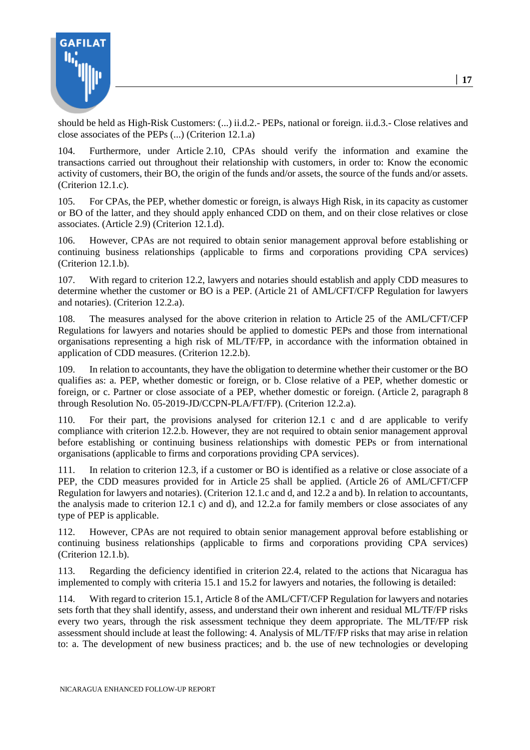should be held as High-Risk Customers: (...) ii.d.2.- PEPs, national or foreign. ii.d.3.- Close relatives and close associates of the PEPs (...) (Criterion 12.1.a)

104. Furthermore, under Article 2.10, CPAs should verify the information and examine the transactions carried out throughout their relationship with customers, in order to: Know the economic activity of customers, their BO, the origin of the funds and/or assets, the source of the funds and/or assets. (Criterion 12.1.c).

105. For CPAs, the PEP, whether domestic or foreign, is always High Risk, in its capacity as customer or BO of the latter, and they should apply enhanced CDD on them, and on their close relatives or close associates. (Article 2.9) (Criterion 12.1.d).

106. However, CPAs are not required to obtain senior management approval before establishing or continuing business relationships (applicable to firms and corporations providing CPA services) (Criterion 12.1.b).

107. With regard to criterion 12.2, lawyers and notaries should establish and apply CDD measures to determine whether the customer or BO is a PEP. (Article 21 of AML/CFT/CFP Regulation for lawyers and notaries). (Criterion 12.2.a).

108. The measures analysed for the above criterion in relation to Article 25 of the AML/CFT/CFP Regulations for lawyers and notaries should be applied to domestic PEPs and those from international organisations representing a high risk of ML/TF/FP, in accordance with the information obtained in application of CDD measures. (Criterion 12.2.b).

109. In relation to accountants, they have the obligation to determine whether their customer or the BO qualifies as: a. PEP, whether domestic or foreign, or b. Close relative of a PEP, whether domestic or foreign, or c. Partner or close associate of a PEP, whether domestic or foreign. (Article 2, paragraph 8 through Resolution No. 05-2019-JD/CCPN-PLA/FT/FP). (Criterion 12.2.a).

110. For their part, the provisions analysed for criterion 12.1 c and d are applicable to verify compliance with criterion 12.2.b. However, they are not required to obtain senior management approval before establishing or continuing business relationships with domestic PEPs or from international organisations (applicable to firms and corporations providing CPA services).

111. In relation to criterion 12.3, if a customer or BO is identified as a relative or close associate of a PEP, the CDD measures provided for in Article 25 shall be applied. (Article 26 of AML/CFT/CFP Regulation for lawyers and notaries). (Criterion 12.1.c and d, and 12.2 a and b). In relation to accountants, the analysis made to criterion 12.1 c) and d), and 12.2.a for family members or close associates of any type of PEP is applicable.

112. However, CPAs are not required to obtain senior management approval before establishing or continuing business relationships (applicable to firms and corporations providing CPA services) (Criterion 12.1.b).

113. Regarding the deficiency identified in criterion 22.4, related to the actions that Nicaragua has implemented to comply with criteria 15.1 and 15.2 for lawyers and notaries, the following is detailed:

114. With regard to criterion 15.1, Article 8 of the AML/CFT/CFP Regulation for lawyers and notaries sets forth that they shall identify, assess, and understand their own inherent and residual ML/TF/FP risks every two years, through the risk assessment technique they deem appropriate. The ML/TF/FP risk assessment should include at least the following: 4. Analysis of ML/TF/FP risks that may arise in relation to: a. The development of new business practices; and b. the use of new technologies or developing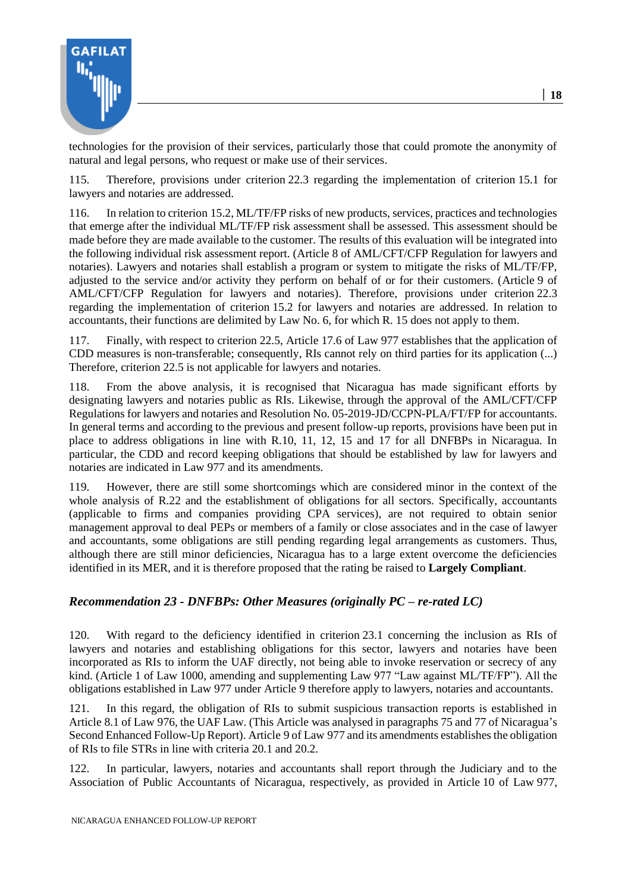technologies for the provision of their services, particularly those that could promote the anonymity of natural and legal persons, who request or make use of their services.

115. Therefore, provisions under criterion 22.3 regarding the implementation of criterion 15.1 for lawyers and notaries are addressed.

116. In relation to criterion 15.2, ML/TF/FP risks of new products, services, practices and technologies that emerge after the individual ML/TF/FP risk assessment shall be assessed. This assessment should be made before they are made available to the customer. The results of this evaluation will be integrated into the following individual risk assessment report. (Article 8 of AML/CFT/CFP Regulation for lawyers and notaries). Lawyers and notaries shall establish a program or system to mitigate the risks of ML/TF/FP, adjusted to the service and/or activity they perform on behalf of or for their customers. (Article 9 of AML/CFT/CFP Regulation for lawyers and notaries). Therefore, provisions under criterion 22.3 regarding the implementation of criterion 15.2 for lawyers and notaries are addressed. In relation to accountants, their functions are delimited by Law No. 6, for which R. 15 does not apply to them.

117. Finally, with respect to criterion 22.5, Article 17.6 of Law 977 establishes that the application of CDD measures is non-transferable; consequently, RIs cannot rely on third parties for its application (...) Therefore, criterion 22.5 is not applicable for lawyers and notaries.

118. From the above analysis, it is recognised that Nicaragua has made significant efforts by designating lawyers and notaries public as RIs. Likewise, through the approval of the AML/CFT/CFP Regulations for lawyers and notaries and Resolution No. 05-2019-JD/CCPN-PLA/FT/FP for accountants. In general terms and according to the previous and present follow-up reports, provisions have been put in place to address obligations in line with R.10, 11, 12, 15 and 17 for all DNFBPs in Nicaragua. In particular, the CDD and record keeping obligations that should be established by law for lawyers and notaries are indicated in Law 977 and its amendments.

119. However, there are still some shortcomings which are considered minor in the context of the whole analysis of R.22 and the establishment of obligations for all sectors. Specifically, accountants (applicable to firms and companies providing CPA services), are not required to obtain senior management approval to deal PEPs or members of a family or close associates and in the case of lawyer and accountants, some obligations are still pending regarding legal arrangements as customers. Thus, although there are still minor deficiencies, Nicaragua has to a large extent overcome the deficiencies identified in its MER, and it is therefore proposed that the rating be raised to **Largely Compliant**.

### *Recommendation 23 - DNFBPs: Other Measures (originally PC – re-rated LC)*

120. With regard to the deficiency identified in criterion 23.1 concerning the inclusion as RIs of lawyers and notaries and establishing obligations for this sector, lawyers and notaries have been incorporated as RIs to inform the UAF directly, not being able to invoke reservation or secrecy of any kind. (Article 1 of Law 1000, amending and supplementing Law 977 "Law against ML/TF/FP"). All the obligations established in Law 977 under Article 9 therefore apply to lawyers, notaries and accountants.

121. In this regard, the obligation of RIs to submit suspicious transaction reports is established in Article 8.1 of Law 976, the UAF Law. (This Article was analysed in paragraphs 75 and 77 of Nicaragua's Second Enhanced Follow-Up Report). Article 9 of Law 977 and its amendments establishes the obligation of RIs to file STRs in line with criteria 20.1 and 20.2.

122. In particular, lawyers, notaries and accountants shall report through the Judiciary and to the Association of Public Accountants of Nicaragua, respectively, as provided in Article 10 of Law 977,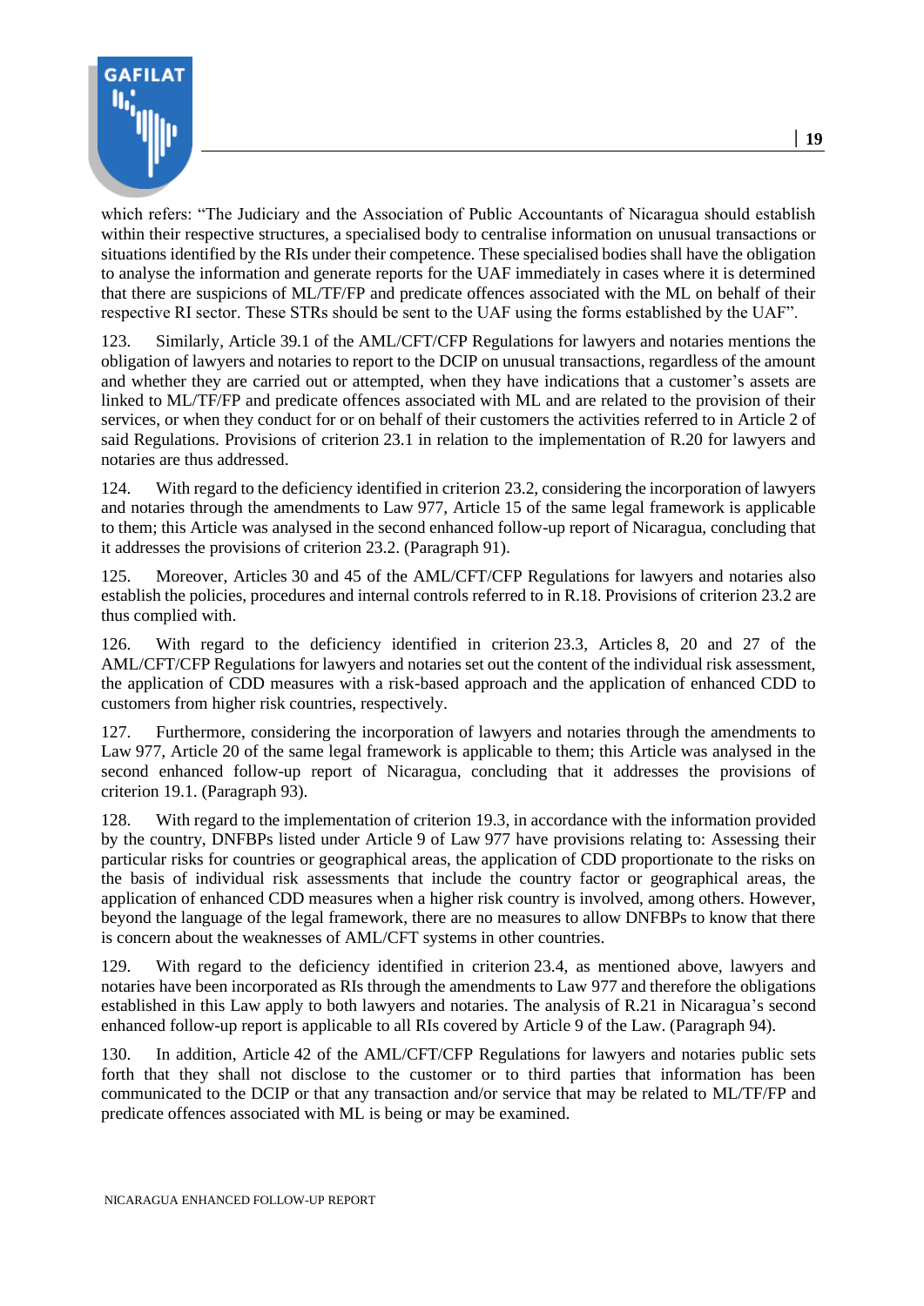which refers: "The Judiciary and the Association of Public Accountants of Nicaragua should establish within their respective structures, a specialised body to centralise information on unusual transactions or situations identified by the RIs under their competence. These specialised bodies shall have the obligation to analyse the information and generate reports for the UAF immediately in cases where it is determined that there are suspicions of ML/TF/FP and predicate offences associated with the ML on behalf of their respective RI sector. These STRs should be sent to the UAF using the forms established by the UAF".

123. Similarly, Article 39.1 of the AML/CFT/CFP Regulations for lawyers and notaries mentions the obligation of lawyers and notaries to report to the DCIP on unusual transactions, regardless of the amount and whether they are carried out or attempted, when they have indications that a customer's assets are linked to ML/TF/FP and predicate offences associated with ML and are related to the provision of their services, or when they conduct for or on behalf of their customers the activities referred to in Article 2 of said Regulations. Provisions of criterion 23.1 in relation to the implementation of R.20 for lawyers and notaries are thus addressed.

124. With regard to the deficiency identified in criterion 23.2, considering the incorporation of lawyers and notaries through the amendments to Law 977, Article 15 of the same legal framework is applicable to them; this Article was analysed in the second enhanced follow-up report of Nicaragua, concluding that it addresses the provisions of criterion 23.2. (Paragraph 91).

125. Moreover, Articles 30 and 45 of the AML/CFT/CFP Regulations for lawyers and notaries also establish the policies, procedures and internal controls referred to in R.18. Provisions of criterion 23.2 are thus complied with.

126. With regard to the deficiency identified in criterion 23.3, Articles 8, 20 and 27 of the AML/CFT/CFP Regulations for lawyers and notaries set out the content of the individual risk assessment, the application of CDD measures with a risk-based approach and the application of enhanced CDD to customers from higher risk countries, respectively.

127. Furthermore, considering the incorporation of lawyers and notaries through the amendments to Law 977, Article 20 of the same legal framework is applicable to them; this Article was analysed in the second enhanced follow-up report of Nicaragua, concluding that it addresses the provisions of criterion 19.1. (Paragraph 93).

128. With regard to the implementation of criterion 19.3, in accordance with the information provided by the country, DNFBPs listed under Article 9 of Law 977 have provisions relating to: Assessing their particular risks for countries or geographical areas, the application of CDD proportionate to the risks on the basis of individual risk assessments that include the country factor or geographical areas, the application of enhanced CDD measures when a higher risk country is involved, among others. However, beyond the language of the legal framework, there are no measures to allow DNFBPs to know that there is concern about the weaknesses of AML/CFT systems in other countries.

129. With regard to the deficiency identified in criterion 23.4, as mentioned above, lawyers and notaries have been incorporated as RIs through the amendments to Law 977 and therefore the obligations established in this Law apply to both lawyers and notaries. The analysis of R.21 in Nicaragua's second enhanced follow-up report is applicable to all RIs covered by Article 9 of the Law. (Paragraph 94).

130. In addition, Article 42 of the AML/CFT/CFP Regulations for lawyers and notaries public sets forth that they shall not disclose to the customer or to third parties that information has been communicated to the DCIP or that any transaction and/or service that may be related to ML/TF/FP and predicate offences associated with ML is being or may be examined.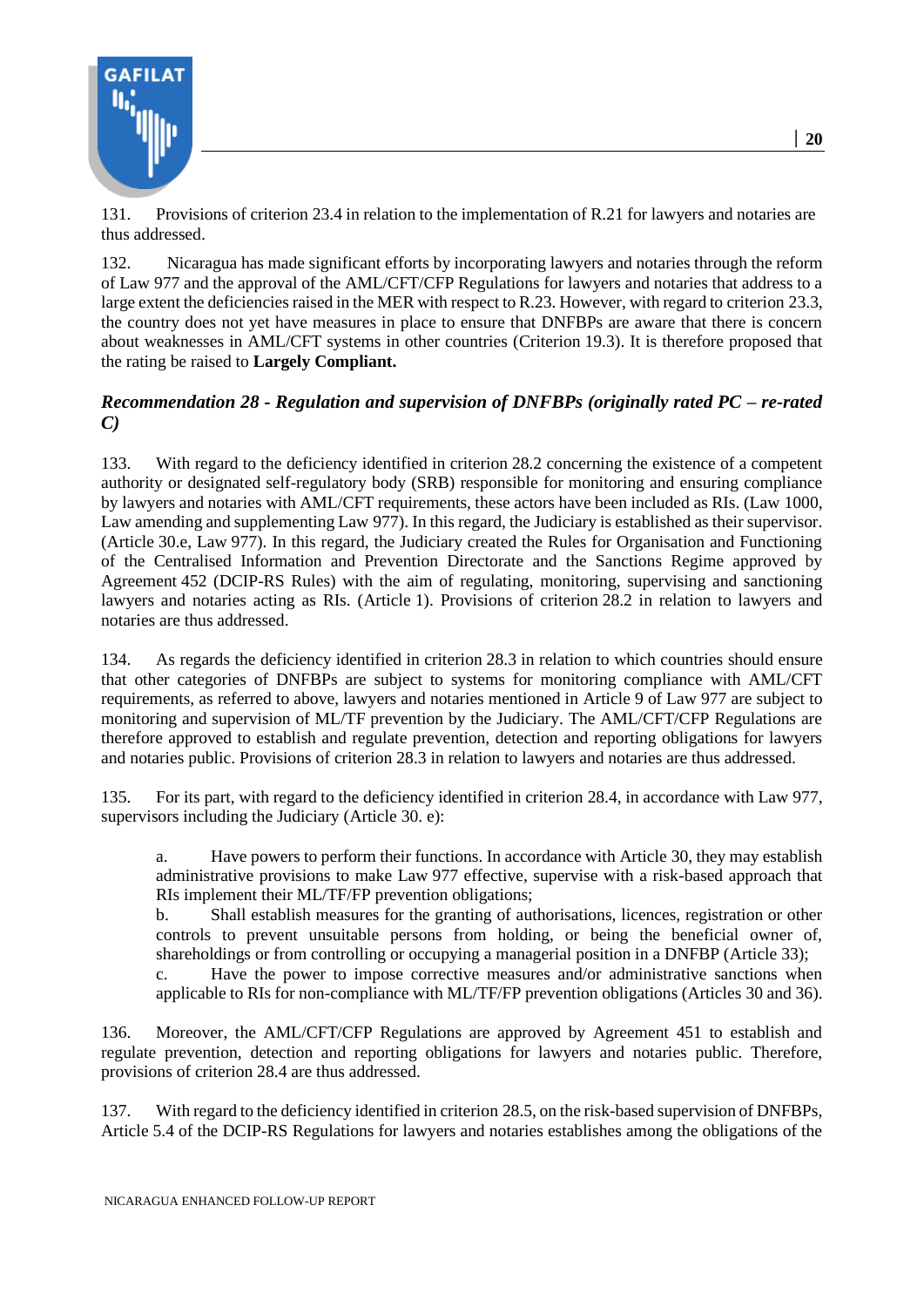131. Provisions of criterion 23.4 in relation to the implementation of R.21 for lawyers and notaries are thus addressed.

132. Nicaragua has made significant efforts by incorporating lawyers and notaries through the reform of Law 977 and the approval of the AML/CFT/CFP Regulations for lawyers and notaries that address to a large extent the deficiencies raised in the MER with respect to R.23. However, with regard to criterion 23.3, the country does not yet have measures in place to ensure that DNFBPs are aware that there is concern about weaknesses in AML/CFT systems in other countries (Criterion 19.3). It is therefore proposed that the rating be raised to **Largely Compliant.**

### *Recommendation 28 - Regulation and supervision of DNFBPs (originally rated PC – re-rated C)*

133. With regard to the deficiency identified in criterion 28.2 concerning the existence of a competent authority or designated self-regulatory body (SRB) responsible for monitoring and ensuring compliance by lawyers and notaries with AML/CFT requirements, these actors have been included as RIs. (Law 1000, Law amending and supplementing Law 977). In this regard, the Judiciary is established as their supervisor. (Article 30.e, Law 977). In this regard, the Judiciary created the Rules for Organisation and Functioning of the Centralised Information and Prevention Directorate and the Sanctions Regime approved by Agreement 452 (DCIP-RS Rules) with the aim of regulating, monitoring, supervising and sanctioning lawyers and notaries acting as RIs. (Article 1). Provisions of criterion 28.2 in relation to lawyers and notaries are thus addressed.

134. As regards the deficiency identified in criterion 28.3 in relation to which countries should ensure that other categories of DNFBPs are subject to systems for monitoring compliance with AML/CFT requirements, as referred to above, lawyers and notaries mentioned in Article 9 of Law 977 are subject to monitoring and supervision of ML/TF prevention by the Judiciary. The AML/CFT/CFP Regulations are therefore approved to establish and regulate prevention, detection and reporting obligations for lawyers and notaries public. Provisions of criterion 28.3 in relation to lawyers and notaries are thus addressed.

135. For its part, with regard to the deficiency identified in criterion 28.4, in accordance with Law 977, supervisors including the Judiciary (Article 30. e):

a. Have powers to perform their functions. In accordance with Article 30, they may establish administrative provisions to make Law 977 effective, supervise with a risk-based approach that RIs implement their ML/TF/FP prevention obligations;
b. Shall establish measures for the granting of authorisations, licences, registration or other controls to prevent unsuitable persons from holding, or being the beneficial owner of, shareholdings or from controlling or occupying a managerial position in a DNFBP (Article 33);
c. Have the power to impose corrective measures and/or administrative sanctions when applicable to RIs for non-compliance with ML/TF/FP prevention obligations (Articles 30 and 36).

136. Moreover, the AML/CFT/CFP Regulations are approved by Agreement 451 to establish and regulate prevention, detection and reporting obligations for lawyers and notaries public. Therefore, provisions of criterion 28.4 are thus addressed.

137. With regard to the deficiency identified in criterion 28.5, on the risk-based supervision of DNFBPs, Article 5.4 of the DCIP-RS Regulations for lawyers and notaries establishes among the obligations of the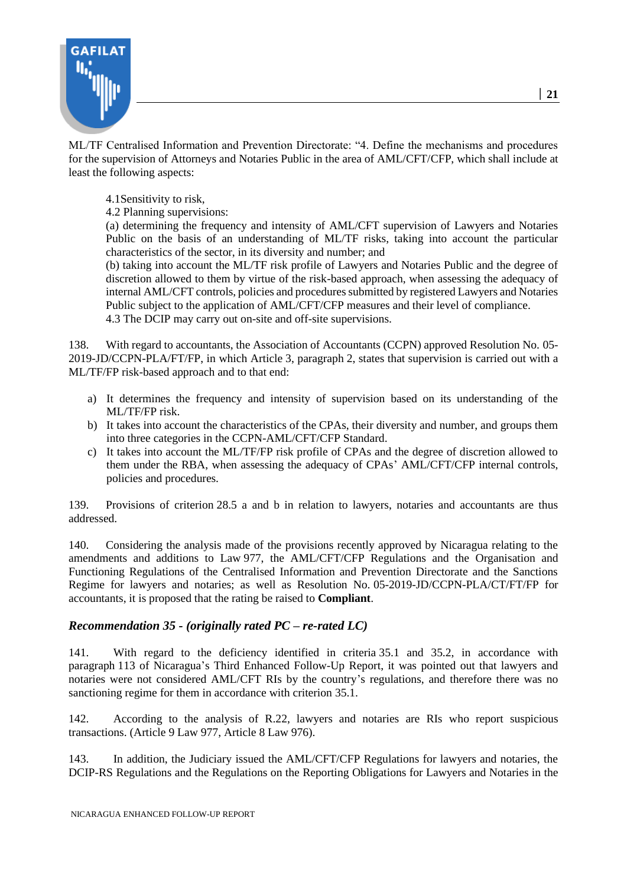ML/TF Centralised Information and Prevention Directorate: "4. Define the mechanisms and procedures for the supervision of Attorneys and Notaries Public in the area of AML/CFT/CFP, which shall include at least the following aspects:

> 4.1Sensitivity to risk,
>
> 4.2 Planning supervisions:
>
> (a) determining the frequency and intensity of AML/CFT supervision of Lawyers and Notaries Public on the basis of an understanding of ML/TF risks, taking into account the particular characteristics of the sector, in its diversity and number; and
>
> (b) taking into account the ML/TF risk profile of Lawyers and Notaries Public and the degree of discretion allowed to them by virtue of the risk-based approach, when assessing the adequacy of internal AML/CFT controls, policies and procedures submitted by registered Lawyers and Notaries Public subject to the application of AML/CFT/CFP measures and their level of compliance.
>
> 4.3 The DCIP may carry out on-site and off-site supervisions.

138. With regard to accountants, the Association of Accountants (CCPN) approved Resolution No. 05-2019-JD/CCPN-PLA/FT/FP, in which Article 3, paragraph 2, states that supervision is carried out with a ML/TF/FP risk-based approach and to that end:

a) It determines the frequency and intensity of supervision based on its understanding of the ML/TF/FP risk.
b) It takes into account the characteristics of the CPAs, their diversity and number, and groups them into three categories in the CCPN-AML/CFT/CFP Standard.
c) It takes into account the ML/TF/FP risk profile of CPAs and the degree of discretion allowed to them under the RBA, when assessing the adequacy of CPAs' AML/CFT/CFP internal controls, policies and procedures.

139. Provisions of criterion 28.5 a and b in relation to lawyers, notaries and accountants are thus addressed.

140. Considering the analysis made of the provisions recently approved by Nicaragua relating to the amendments and additions to Law 977, the AML/CFT/CFP Regulations and the Organisation and Functioning Regulations of the Centralised Information and Prevention Directorate and the Sanctions Regime for lawyers and notaries; as well as Resolution No. 05-2019-JD/CCPN-PLA/CT/FT/FP for accountants, it is proposed that the rating be raised to **Compliant**.

### *Recommendation 35 - (originally rated PC – re-rated LC)*

141. With regard to the deficiency identified in criteria 35.1 and 35.2, in accordance with paragraph 113 of Nicaragua's Third Enhanced Follow-Up Report, it was pointed out that lawyers and notaries were not considered AML/CFT RIs by the country's regulations, and therefore there was no sanctioning regime for them in accordance with criterion 35.1.

142. According to the analysis of R.22, lawyers and notaries are RIs who report suspicious transactions. (Article 9 Law 977, Article 8 Law 976).

143. In addition, the Judiciary issued the AML/CFT/CFP Regulations for lawyers and notaries, the DCIP-RS Regulations and the Regulations on the Reporting Obligations for Lawyers and Notaries in the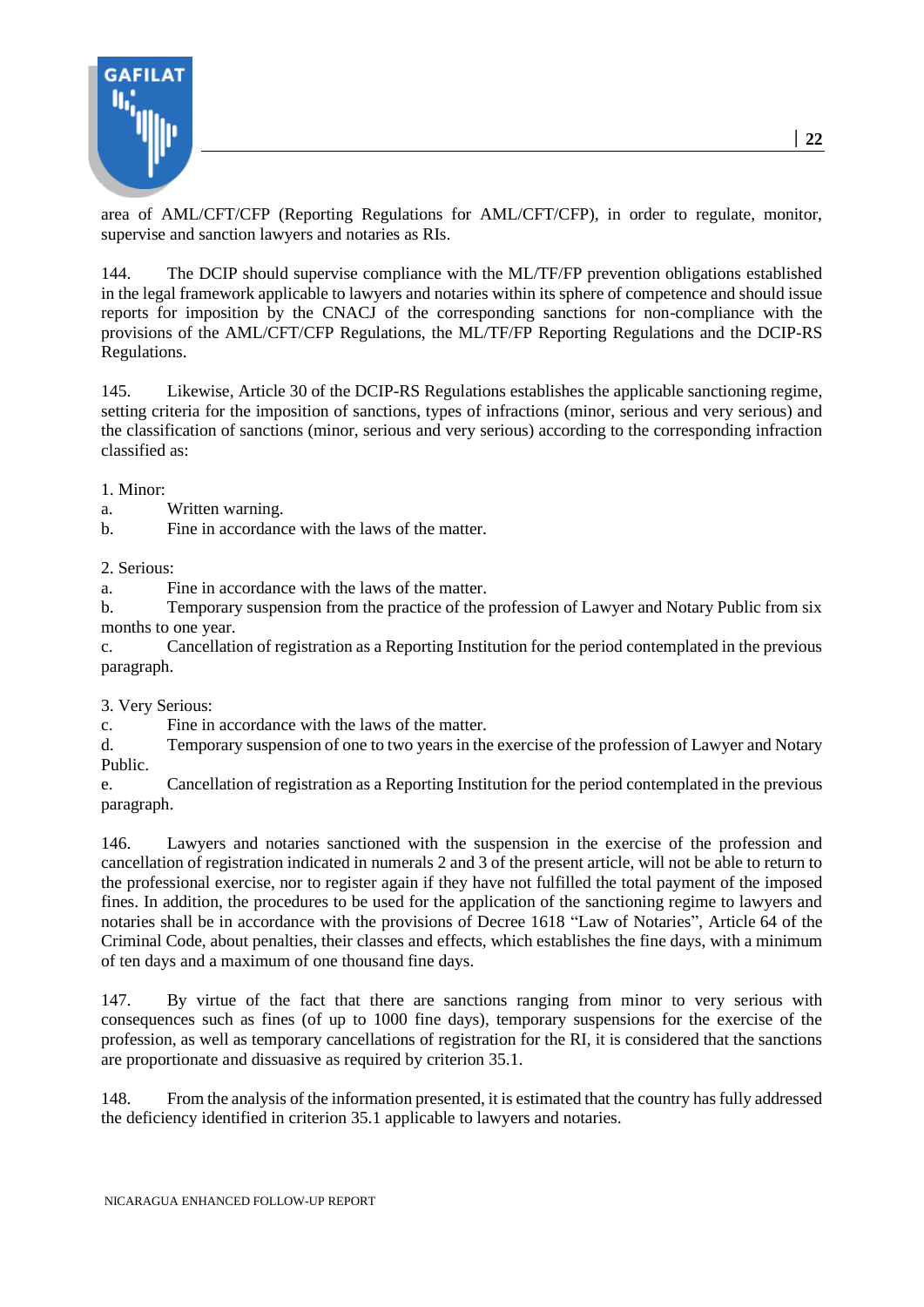area of AML/CFT/CFP (Reporting Regulations for AML/CFT/CFP), in order to regulate, monitor, supervise and sanction lawyers and notaries as RIs.

144. The DCIP should supervise compliance with the ML/TF/FP prevention obligations established in the legal framework applicable to lawyers and notaries within its sphere of competence and should issue reports for imposition by the CNACJ of the corresponding sanctions for non-compliance with the provisions of the AML/CFT/CFP Regulations, the ML/TF/FP Reporting Regulations and the DCIP-RS Regulations.

145. Likewise, Article 30 of the DCIP-RS Regulations establishes the applicable sanctioning regime, setting criteria for the imposition of sanctions, types of infractions (minor, serious and very serious) and the classification of sanctions (minor, serious and very serious) according to the corresponding infraction classified as:

1. Minor:
a. Written warning.
b. Fine in accordance with the laws of the matter.

2. Serious:
a. Fine in accordance with the laws of the matter.
b. Temporary suspension from the practice of the profession of Lawyer and Notary Public from six months to one year.
c. Cancellation of registration as a Reporting Institution for the period contemplated in the previous paragraph.

3. Very Serious:
c. Fine in accordance with the laws of the matter.
d. Temporary suspension of one to two years in the exercise of the profession of Lawyer and Notary Public.
e. Cancellation of registration as a Reporting Institution for the period contemplated in the previous paragraph.

146. Lawyers and notaries sanctioned with the suspension in the exercise of the profession and cancellation of registration indicated in numerals 2 and 3 of the present article, will not be able to return to the professional exercise, nor to register again if they have not fulfilled the total payment of the imposed fines. In addition, the procedures to be used for the application of the sanctioning regime to lawyers and notaries shall be in accordance with the provisions of Decree 1618 "Law of Notaries", Article 64 of the Criminal Code, about penalties, their classes and effects, which establishes the fine days, with a minimum of ten days and a maximum of one thousand fine days.

147. By virtue of the fact that there are sanctions ranging from minor to very serious with consequences such as fines (of up to 1000 fine days), temporary suspensions for the exercise of the profession, as well as temporary cancellations of registration for the RI, it is considered that the sanctions are proportionate and dissuasive as required by criterion 35.1.

148. From the analysis of the information presented, it is estimated that the country has fully addressed the deficiency identified in criterion 35.1 applicable to lawyers and notaries.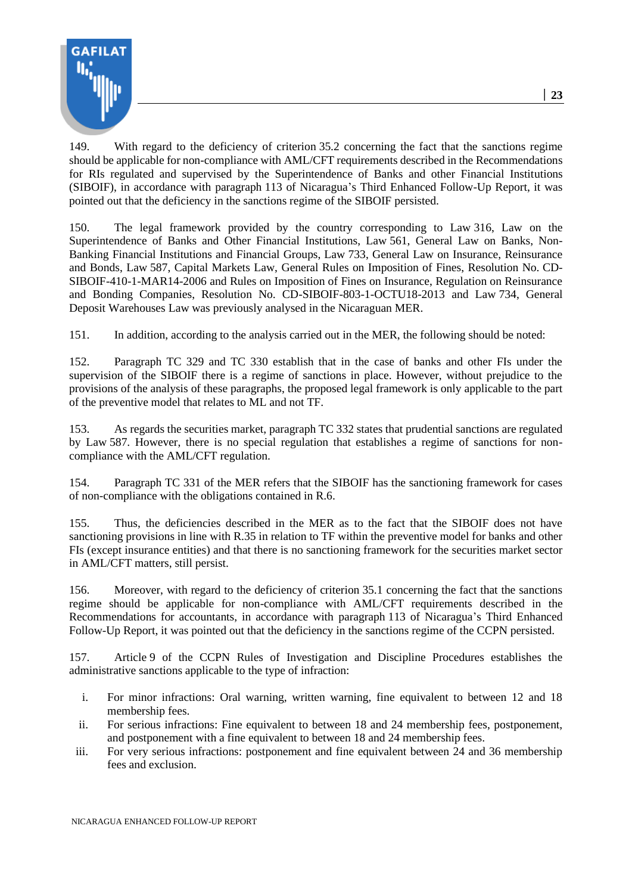149. With regard to the deficiency of criterion 35.2 concerning the fact that the sanctions regime should be applicable for non-compliance with AML/CFT requirements described in the Recommendations for RIs regulated and supervised by the Superintendence of Banks and other Financial Institutions (SIBOIF), in accordance with paragraph 113 of Nicaragua's Third Enhanced Follow-Up Report, it was pointed out that the deficiency in the sanctions regime of the SIBOIF persisted.

150. The legal framework provided by the country corresponding to Law 316, Law on the Superintendence of Banks and Other Financial Institutions, Law 561, General Law on Banks, Non-Banking Financial Institutions and Financial Groups, Law 733, General Law on Insurance, Reinsurance and Bonds, Law 587, Capital Markets Law, General Rules on Imposition of Fines, Resolution No. CD-SIBOIF-410-1-MAR14-2006 and Rules on Imposition of Fines on Insurance, Regulation on Reinsurance and Bonding Companies, Resolution No. CD-SIBOIF-803-1-OCTU18-2013 and Law 734, General Deposit Warehouses Law was previously analysed in the Nicaraguan MER.

151. In addition, according to the analysis carried out in the MER, the following should be noted:

152. Paragraph TC 329 and TC 330 establish that in the case of banks and other FIs under the supervision of the SIBOIF there is a regime of sanctions in place. However, without prejudice to the provisions of the analysis of these paragraphs, the proposed legal framework is only applicable to the part of the preventive model that relates to ML and not TF.

153. As regards the securities market, paragraph TC 332 states that prudential sanctions are regulated by Law 587. However, there is no special regulation that establishes a regime of sanctions for non-compliance with the AML/CFT regulation.

154. Paragraph TC 331 of the MER refers that the SIBOIF has the sanctioning framework for cases of non-compliance with the obligations contained in R.6.

155. Thus, the deficiencies described in the MER as to the fact that the SIBOIF does not have sanctioning provisions in line with R.35 in relation to TF within the preventive model for banks and other FIs (except insurance entities) and that there is no sanctioning framework for the securities market sector in AML/CFT matters, still persist.

156. Moreover, with regard to the deficiency of criterion 35.1 concerning the fact that the sanctions regime should be applicable for non-compliance with AML/CFT requirements described in the Recommendations for accountants, in accordance with paragraph 113 of Nicaragua's Third Enhanced Follow-Up Report, it was pointed out that the deficiency in the sanctions regime of the CCPN persisted.

157. Article 9 of the CCPN Rules of Investigation and Discipline Procedures establishes the administrative sanctions applicable to the type of infraction:

i. For minor infractions: Oral warning, written warning, fine equivalent to between 12 and 18 membership fees.
ii. For serious infractions: Fine equivalent to between 18 and 24 membership fees, postponement, and postponement with a fine equivalent to between 18 and 24 membership fees.
iii. For very serious infractions: postponement and fine equivalent between 24 and 36 membership fees and exclusion.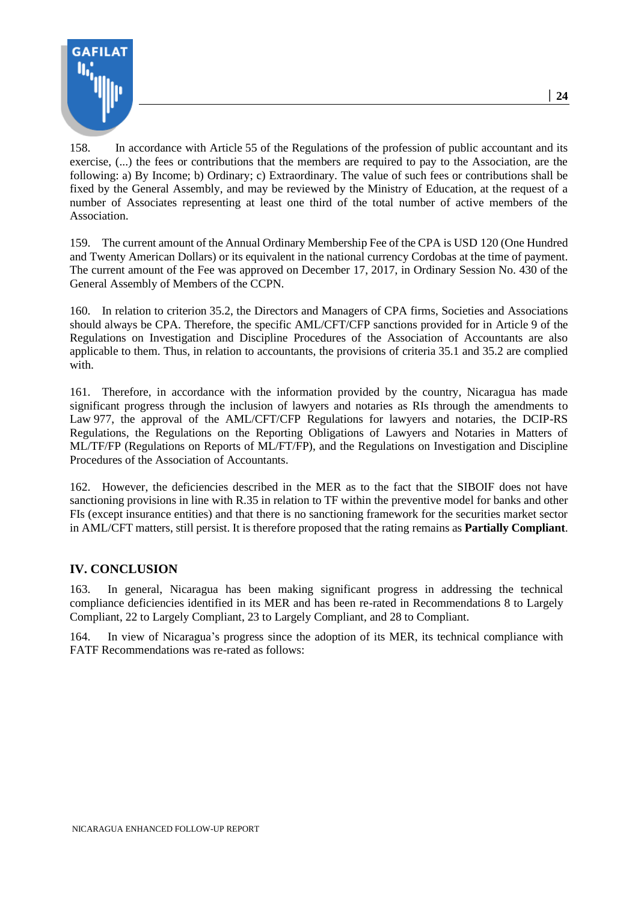158. In accordance with Article 55 of the Regulations of the profession of public accountant and its exercise, (...) the fees or contributions that the members are required to pay to the Association, are the following: a) By Income; b) Ordinary; c) Extraordinary. The value of such fees or contributions shall be fixed by the General Assembly, and may be reviewed by the Ministry of Education, at the request of a number of Associates representing at least one third of the total number of active members of the Association.

159. The current amount of the Annual Ordinary Membership Fee of the CPA is USD 120 (One Hundred and Twenty American Dollars) or its equivalent in the national currency Cordobas at the time of payment. The current amount of the Fee was approved on December 17, 2017, in Ordinary Session No. 430 of the General Assembly of Members of the CCPN.

160. In relation to criterion 35.2, the Directors and Managers of CPA firms, Societies and Associations should always be CPA. Therefore, the specific AML/CFT/CFP sanctions provided for in Article 9 of the Regulations on Investigation and Discipline Procedures of the Association of Accountants are also applicable to them. Thus, in relation to accountants, the provisions of criteria 35.1 and 35.2 are complied with.

161. Therefore, in accordance with the information provided by the country, Nicaragua has made significant progress through the inclusion of lawyers and notaries as RIs through the amendments to Law 977, the approval of the AML/CFT/CFP Regulations for lawyers and notaries, the DCIP-RS Regulations, the Regulations on the Reporting Obligations of Lawyers and Notaries in Matters of ML/TF/FP (Regulations on Reports of ML/FT/FP), and the Regulations on Investigation and Discipline Procedures of the Association of Accountants.

162. However, the deficiencies described in the MER as to the fact that the SIBOIF does not have sanctioning provisions in line with R.35 in relation to TF within the preventive model for banks and other FIs (except insurance entities) and that there is no sanctioning framework for the securities market sector in AML/CFT matters, still persist. It is therefore proposed that the rating remains as **Partially Compliant**.

## IV. CONCLUSION

163. In general, Nicaragua has been making significant progress in addressing the technical compliance deficiencies identified in its MER and has been re-rated in Recommendations 8 to Largely Compliant, 22 to Largely Compliant, 23 to Largely Compliant, and 28 to Compliant.

164. In view of Nicaragua's progress since the adoption of its MER, its technical compliance with FATF Recommendations was re-rated as follows: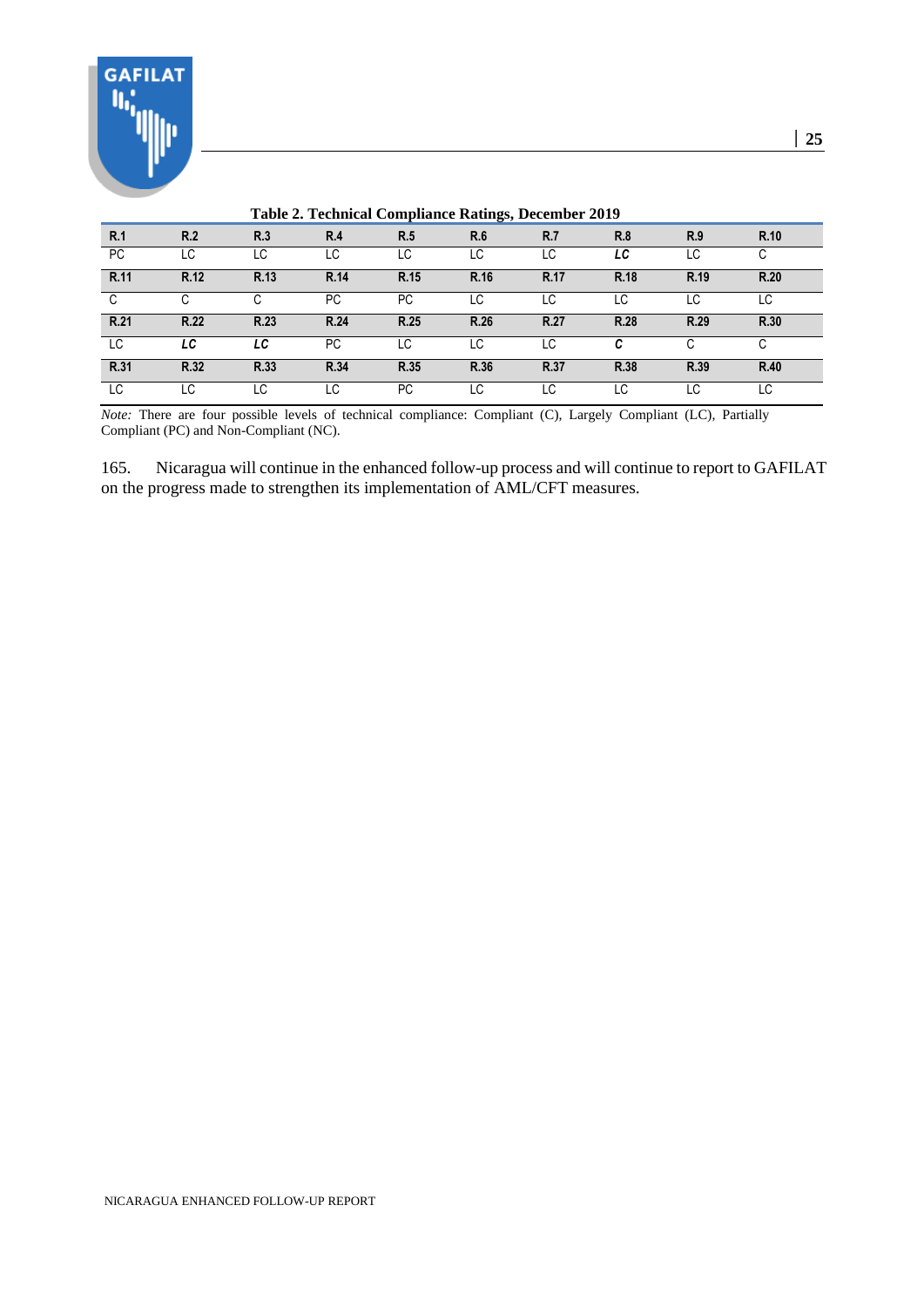**Table 2. Technical Compliance Ratings, December 2019**

| R.1 | R.2 | R.3 | R.4 | R.5 | R.6 | R.7 | R.8 | R.9 | R.10 |
|---|---|---|---|---|---|---|---|---|---|
| PC | LC | LC | LC | LC | LC | LC | ***LC*** | LC | C |
| **R.11** | **R.12** | **R.13** | **R.14** | **R.15** | **R.16** | **R.17** | **R.18** | **R.19** | **R.20** |
| C | C | C | PC | PC | LC | LC | LC | LC | LC |
| **R.21** | **R.22** | **R.23** | **R.24** | **R.25** | **R.26** | **R.27** | **R.28** | **R.29** | **R.30** |
| LC | ***LC*** | ***LC*** | PC | LC | LC | LC | ***C*** | C | C |
| **R.31** | **R.32** | **R.33** | **R.34** | **R.35** | **R.36** | **R.37** | **R.38** | **R.39** | **R.40** |
| LC | LC | LC | LC | PC | LC | LC | LC | LC | LC |

*Note:* There are four possible levels of technical compliance: Compliant (C), Largely Compliant (LC), Partially Compliant (PC) and Non-Compliant (NC).

165. Nicaragua will continue in the enhanced follow-up process and will continue to report to GAFILAT on the progress made to strengthen its implementation of AML/CFT measures.